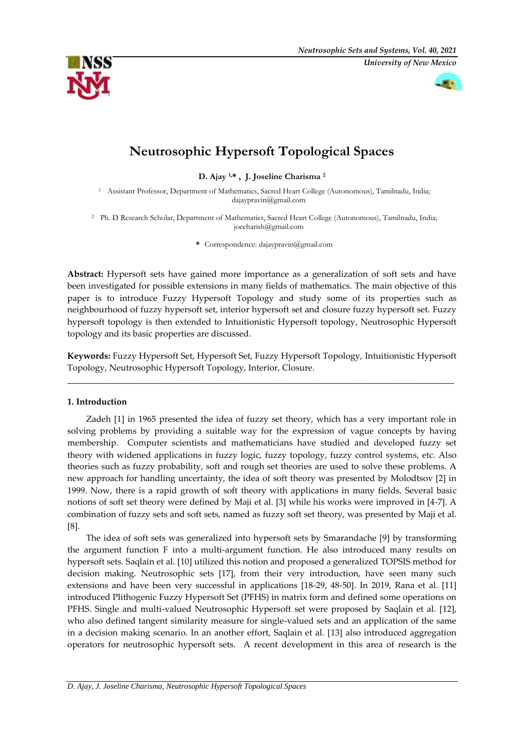# Neutrosophic Hypersoft Topological Spaces

**D. Ajay [1,*], J. Joseline Charisma [2]**

[1] Assistant Professor, Department of Mathematics, Sacred Heart College (Autonomous), Tamilnadu, India; dajaypravin@gmail.com

[2] Ph. D Research Scholar, Department of Mathematics, Sacred Heart College (Autonomous), Tamilnadu, India; joecharish@gmail.com

\* Correspondence: dajaypravin@gmail.com

**Abstract:** Hypersoft sets have gained more importance as a generalization of soft sets and have been investigated for possible extensions in many fields of mathematics. The main objective of this paper is to introduce Fuzzy Hypersoft Topology and study some of its properties such as neighbourhood of fuzzy hypersoft set, interior hypersoft set and closure fuzzy hypersoft set. Fuzzy hypersoft topology is then extended to Intuitionistic Hypersoft topology, Neutrosophic Hypersoft topology and its basic properties are discussed.

**Keywords:** Fuzzy Hypersoft Set, Hypersoft Set, Fuzzy Hypersoft Topology, Intuitionistic Hypersoft Topology, Neutrosophic Hypersoft Topology, Interior, Closure.

---

## 1. Introduction

Zadeh [1] in 1965 presented the idea of fuzzy set theory, which has a very important role in solving problems by providing a suitable way for the expression of vague concepts by having membership. Computer scientists and mathematicians have studied and developed fuzzy set theory with widened applications in fuzzy logic, fuzzy topology, fuzzy control systems, etc. Also theories such as fuzzy probability, soft and rough set theories are used to solve these problems. A new approach for handling uncertainty, the idea of soft theory was presented by Molodtsov [2] in 1999. Now, there is a rapid growth of soft theory with applications in many fields. Several basic notions of soft set theory were defined by Maji et al. [3] while his works were improved in [4-7]. A combination of fuzzy sets and soft sets, named as fuzzy soft set theory, was presented by Maji et al. [8].

The idea of soft sets was generalized into hypersoft sets by Smarandache [9] by transforming the argument function F into a multi-argument function. He also introduced many results on hypersoft sets. Saqlain et al. [10] utilized this notion and proposed a generalized TOPSIS method for decision making. Neutrosophic sets [17], from their very introduction, have seen many such extensions and have been very successful in applications [18-29, 48-50]. In 2019, Rana et al. [11] introduced Plithogenic Fuzzy Hypersoft Set (PFHS) in matrix form and defined some operations on PFHS. Single and multi-valued Neutrosophic Hypersoft set were proposed by Saqlain et al. [12], who also defined tangent similarity measure for single-valued sets and an application of the same in a decision making scenario. In an another effort, Saqlain et al. [13] also introduced aggregation operators for neutrosophic hypersoft sets. A recent development in this area of research is the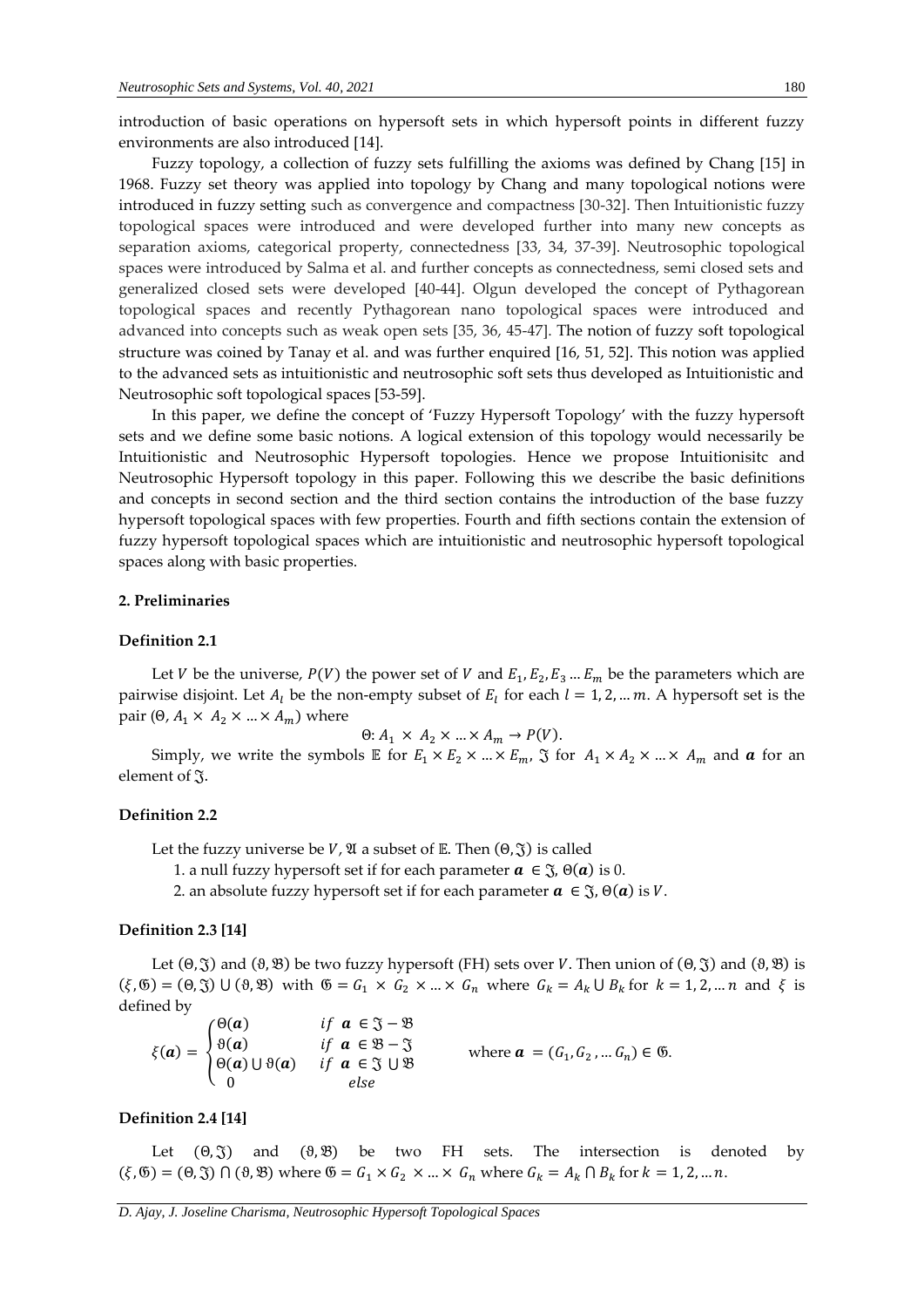introduction of basic operations on hypersoft sets in which hypersoft points in different fuzzy environments are also introduced [14].

Fuzzy topology, a collection of fuzzy sets fulfilling the axioms was defined by Chang [15] in 1968. Fuzzy set theory was applied into topology by Chang and many topological notions were introduced in fuzzy setting such as convergence and compactness [30-32]. Then Intuitionistic fuzzy topological spaces were introduced and were developed further into many new concepts as separation axioms, categorical property, connectedness [33, 34, 37-39]. Neutrosophic topological spaces were introduced by Salma et al. and further concepts as connectedness, semi closed sets and generalized closed sets were developed [40-44]. Olgun developed the concept of Pythagorean topological spaces and recently Pythagorean nano topological spaces were introduced and advanced into concepts such as weak open sets [35, 36, 45-47]. The notion of fuzzy soft topological structure was coined by Tanay et al. and was further enquired [16, 51, 52]. This notion was applied to the advanced sets as intuitionistic and neutrosophic soft sets thus developed as Intuitionistic and Neutrosophic soft topological spaces [53-59].

In this paper, we define the concept of 'Fuzzy Hypersoft Topology' with the fuzzy hypersoft sets and we define some basic notions. A logical extension of this topology would necessarily be Intuitionistic and Neutrosophic Hypersoft topologies. Hence we propose Intuitionisitc and Neutrosophic Hypersoft topology in this paper. Following this we describe the basic definitions and concepts in second section and the third section contains the introduction of the base fuzzy hypersoft topological spaces with few properties. Fourth and fifth sections contain the extension of fuzzy hypersoft topological spaces which are intuitionistic and neutrosophic hypersoft topological spaces along with basic properties.

## 2. Preliminaries

### Definition 2.1

Let $V$ be the universe, $P(V)$ the power set of $V$ and $E_1, E_2, E_3 \dots E_m$ be the parameters which are pairwise disjoint. Let $A_l$ be the non-empty subset of $E_l$ for each $l = 1, 2, \dots m$. A hypersoft set is the pair $(\Theta, A_1 \times A_2 \times \dots \times A_m)$ where

$$\Theta : A_1 \times A_2 \times \dots \times A_m \to P(V).$$

Simply, we write the symbols $\mathbb{E}$ for $E_1 \times E_2 \times \dots \times E_m$, $\mathfrak{J}$ for $A_1 \times A_2 \times \dots \times A_m$ and $\boldsymbol{a}$ for an element of $\mathfrak{J}$.

### Definition 2.2

Let the fuzzy universe be $V$, $\mathfrak{A}$ a subset of $\mathbb{E}$. Then $(\Theta, \mathfrak{J})$ is called

1. a null fuzzy hypersoft set if for each parameter $\boldsymbol{a} \in \mathfrak{J}$, $\Theta(\boldsymbol{a})$ is 0.
2. an absolute fuzzy hypersoft set if for each parameter $\boldsymbol{a} \in \mathfrak{J}$, $\Theta(\boldsymbol{a})$ is $V$.

### Definition 2.3 [14]

Let $(\Theta, \mathfrak{J})$ and $(\vartheta, \mathfrak{B})$ be two fuzzy hypersoft (FH) sets over $V$. Then union of $(\Theta, \mathfrak{J})$ and $(\vartheta, \mathfrak{B})$ is $(\xi, \mathfrak{G}) = (\Theta, \mathfrak{J}) \cup (\vartheta, \mathfrak{B})$ with $\mathfrak{G} = G_1 \times G_2 \times \dots \times G_n$ where $G_k = A_k \cup B_k$ for $k = 1, 2, \dots n$ and $\xi$ is defined by

$$\xi(\boldsymbol{a}) = \begin{cases} \Theta(\boldsymbol{a}) & if\ \boldsymbol{a} \in \mathfrak{J} - \mathfrak{B} \\ \vartheta(\boldsymbol{a}) & if\ \boldsymbol{a} \in \mathfrak{B} - \mathfrak{J} \\ \Theta(\boldsymbol{a}) \cup \vartheta(\boldsymbol{a}) & if\ \boldsymbol{a} \in \mathfrak{J} \cup \mathfrak{B} \\ 0 & else \end{cases} \qquad \text{where } \boldsymbol{a} = (G_1, G_2, \dots G_n) \in \mathfrak{G}.$$

### Definition 2.4 [14]

Let $(\Theta, \mathfrak{J})$ and $(\vartheta, \mathfrak{B})$ be two FH sets. The intersection is denoted by $(\xi, \mathfrak{G}) = (\Theta, \mathfrak{J}) \cap (\vartheta, \mathfrak{B})$ where $\mathfrak{G} = G_1 \times G_2 \times \dots \times G_n$ where $G_k = A_k \cap B_k$ for $k = 1, 2, \dots n$.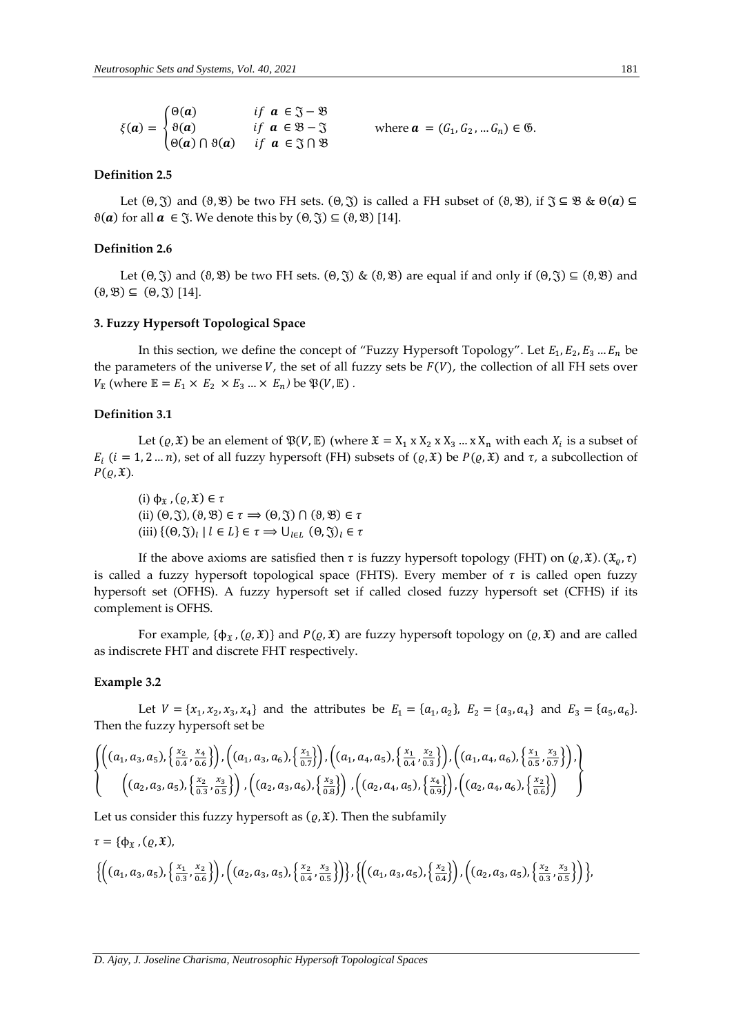$$\xi(\boldsymbol{a}) = \begin{cases} \Theta(\boldsymbol{a}) & if\ \boldsymbol{a} \in \mathfrak{J} - \mathfrak{B} \\ \vartheta(\boldsymbol{a}) & if\ \boldsymbol{a} \in \mathfrak{B} - \mathfrak{J} \\ \Theta(\boldsymbol{a}) \cap \vartheta(\boldsymbol{a}) & if\ \boldsymbol{a} \in \mathfrak{J} \cap \mathfrak{B} \end{cases} \qquad \text{where } \boldsymbol{a} = (G_1, G_2, \ldots G_n) \in \mathfrak{G}.$$

**Definition 2.5**

Let $(\Theta, \mathfrak{J})$ and $(\vartheta, \mathfrak{B})$ be two FH sets. $(\Theta, \mathfrak{J})$ is called a FH subset of $(\vartheta, \mathfrak{B})$, if $\mathfrak{J} \subseteq \mathfrak{B}$ & $\Theta(\boldsymbol{a}) \subseteq \vartheta(\boldsymbol{a})$ for all $\boldsymbol{a} \in \mathfrak{J}$. We denote this by $(\Theta, \mathfrak{J}) \subseteq (\vartheta, \mathfrak{B})$ [14].

**Definition 2.6**

Let $(\Theta, \mathfrak{J})$ and $(\vartheta, \mathfrak{B})$ be two FH sets. $(\Theta, \mathfrak{J})$ & $(\vartheta, \mathfrak{B})$ are equal if and only if $(\Theta, \mathfrak{J}) \subseteq (\vartheta, \mathfrak{B})$ and $(\vartheta, \mathfrak{B}) \subseteq (\Theta, \mathfrak{J})$ [14].

## 3. Fuzzy Hypersoft Topological Space

In this section, we define the concept of "Fuzzy Hypersoft Topology". Let $E_1, E_2, E_3 \ldots E_n$ be the parameters of the universe $V$, the set of all fuzzy sets be $F(V)$, the collection of all FH sets over $V_{\mathbb{E}}$ (where $\mathbb{E} = E_1 \times E_2 \times E_3 \ldots \times E_n$) be $\mathfrak{P}(V, \mathbb{E})$.

**Definition 3.1**

Let $(\varrho, \mathfrak{X})$ be an element of $\mathfrak{P}(V, \mathbb{E})$ (where $\mathfrak{X} = \mathrm{X}_1 \times \mathrm{X}_2 \times \mathrm{X}_3 \ldots \times \mathrm{X}_n$ with each $X_i$ is a subset of $E_i$ $(i = 1, 2 \ldots n)$, set of all fuzzy hypersoft (FH) subsets of $(\varrho, \mathfrak{X})$ be $P(\varrho, \mathfrak{X})$ and $\tau$, a subcollection of $P(\varrho, \mathfrak{X})$.

(i) $\phi_{\mathfrak{X}}, (\varrho, \mathfrak{X}) \in \tau$

(ii) $(\Theta, \mathfrak{J}), (\vartheta, \mathfrak{B}) \in \tau \Longrightarrow (\Theta, \mathfrak{J}) \cap (\vartheta, \mathfrak{B}) \in \tau$

(iii) $\{(\Theta, \mathfrak{J})_l \mid l \in L\} \in \tau \Longrightarrow \bigcup_{l \in L} (\Theta, \mathfrak{J})_l \in \tau$

If the above axioms are satisfied then $\tau$ is fuzzy hypersoft topology (FHT) on $(\varrho, \mathfrak{X})$. $(\mathfrak{X}_\varrho, \tau)$ is called a fuzzy hypersoft topological space (FHTS). Every member of $\tau$ is called open fuzzy hypersoft set (OFHS). A fuzzy hypersoft set if called closed fuzzy hypersoft set (CFHS) if its complement is OFHS.

For example, $\{\phi_{\mathfrak{X}}, (\varrho, \mathfrak{X})\}$ and $P(\varrho, \mathfrak{X})$ are fuzzy hypersoft topology on $(\varrho, \mathfrak{X})$ and are called as indiscrete FHT and discrete FHT respectively.

**Example 3.2**

Let $V = \{x_1, x_2, x_3, x_4\}$ and the attributes be $E_1 = \{a_1, a_2\}$, $E_2 = \{a_3, a_4\}$ and $E_3 = \{a_5, a_6\}$. Then the fuzzy hypersoft set be

$$\left\{ \begin{array}{c} \left((a_1, a_3, a_5), \left\{\frac{x_2}{0.4}, \frac{x_4}{0.6}\right\}\right), \left((a_1, a_3, a_6), \left\{\frac{x_1}{0.7}\right\}\right), \left((a_1, a_4, a_5), \left\{\frac{x_1}{0.4}, \frac{x_2}{0.3}\right\}\right), \left((a_1, a_4, a_6), \left\{\frac{x_1}{0.5}, \frac{x_3}{0.7}\right\}\right), \\ \left((a_2, a_3, a_5), \left\{\frac{x_2}{0.3}, \frac{x_3}{0.5}\right\}\right), \left((a_2, a_3, a_6), \left\{\frac{x_3}{0.8}\right\}\right), \left((a_2, a_4, a_5), \left\{\frac{x_4}{0.9}\right\}\right), \left((a_2, a_4, a_6), \left\{\frac{x_2}{0.6}\right\}\right) \end{array} \right\}$$

Let us consider this fuzzy hypersoft as $(\varrho, \mathfrak{X})$. Then the subfamily

$\tau = \{\phi_{\mathfrak{X}}, (\varrho, \mathfrak{X}),$

$$\left\{\left((a_1, a_3, a_5), \left\{\frac{x_1}{0.3}, \frac{x_2}{0.6}\right\}\right), \left((a_2, a_3, a_5), \left\{\frac{x_2}{0.4}, \frac{x_3}{0.5}\right\}\right)\right\}, \left\{\left((a_1, a_3, a_5), \left\{\frac{x_2}{0.4}\right\}\right), \left((a_2, a_3, a_5), \left\{\frac{x_2}{0.3}, \frac{x_3}{0.5}\right\}\right)\right\},$$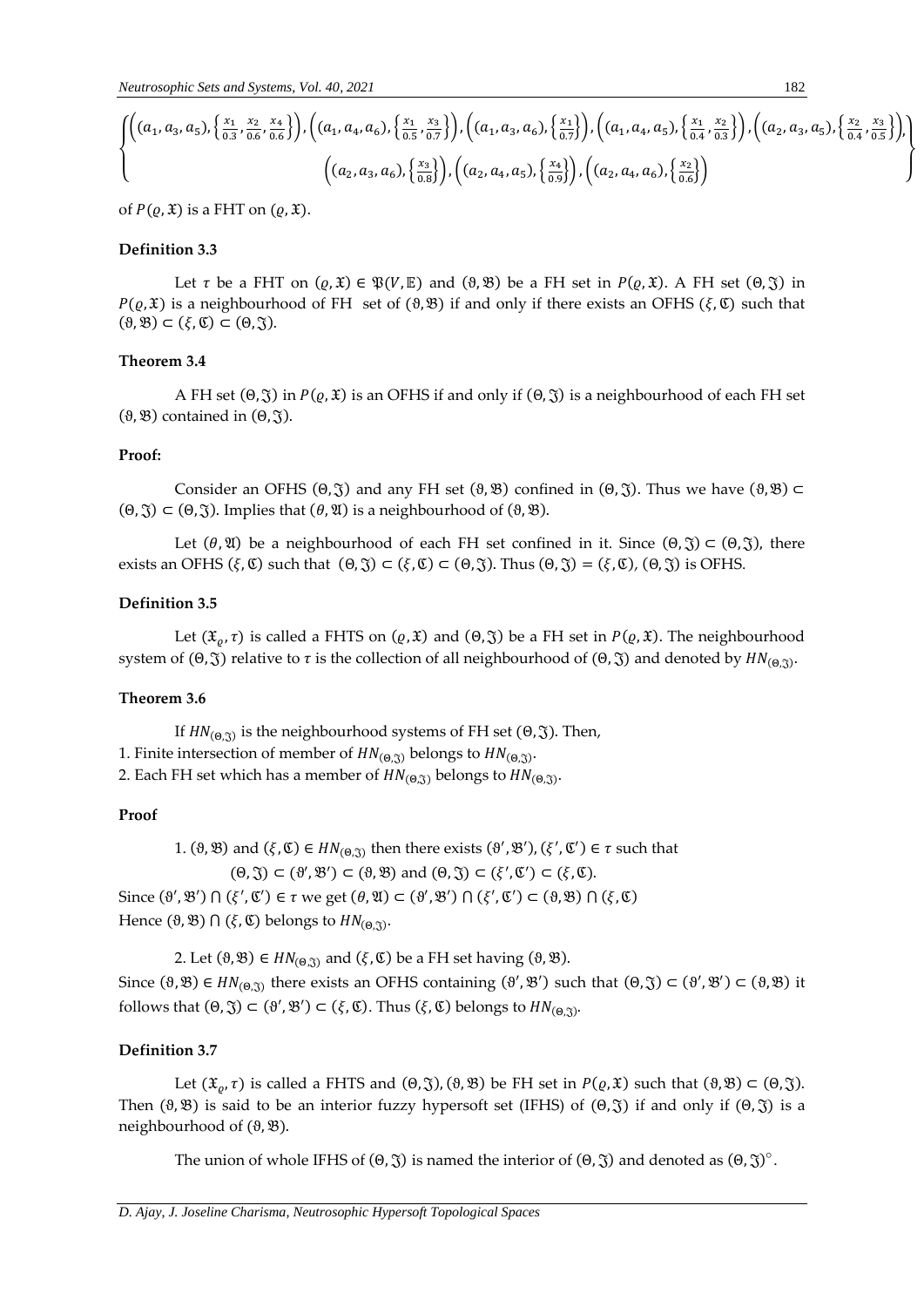$$\left\{\begin{array}{c}\left((a_1,a_3,a_5),\left\{\frac{x_1}{0.3},\frac{x_2}{0.6},\frac{x_4}{0.6}\right\}\right),\left((a_1,a_4,a_6),\left\{\frac{x_1}{0.5},\frac{x_3}{0.7}\right\}\right),\left((a_1,a_3,a_6),\left\{\frac{x_1}{0.7}\right\}\right),\left((a_1,a_4,a_5),\left\{\frac{x_1}{0.4},\frac{x_2}{0.3}\right\}\right),\left((a_2,a_3,a_5),\left\{\frac{x_2}{0.4},\frac{x_3}{0.5}\right\}\right),\\ \left((a_2,a_3,a_6),\left\{\frac{x_3}{0.8}\right\}\right),\left((a_2,a_4,a_5),\left\{\frac{x_4}{0.9}\right\}\right),\left((a_2,a_4,a_6),\left\{\frac{x_2}{0.6}\right\}\right)\end{array}\right\}$$

of $P(\varrho,\mathfrak{X})$ is a FHT on $(\varrho,\mathfrak{X})$.

**Definition 3.3**

Let $\tau$ be a FHT on $(\varrho,\mathfrak{X}) \in \mathfrak{P}(V,\mathbb{E})$ and $(\vartheta,\mathfrak{B})$ be a FH set in $P(\varrho,\mathfrak{X})$. A FH set $(\Theta,\mathfrak{J})$ in $P(\varrho,\mathfrak{X})$ is a neighbourhood of FH set of $(\vartheta,\mathfrak{B})$ if and only if there exists an OFHS $(\xi,\mathfrak{C})$ such that $(\vartheta,\mathfrak{B}) \subset (\xi,\mathfrak{C}) \subset (\Theta,\mathfrak{J})$.

**Theorem 3.4**

A FH set $(\Theta,\mathfrak{J})$ in $P(\varrho,\mathfrak{X})$ is an OFHS if and only if $(\Theta,\mathfrak{J})$ is a neighbourhood of each FH set $(\vartheta,\mathfrak{B})$ contained in $(\Theta,\mathfrak{J})$.

**Proof:**

Consider an OFHS $(\Theta,\mathfrak{J})$ and any FH set $(\vartheta,\mathfrak{B})$ confined in $(\Theta,\mathfrak{J})$. Thus we have $(\vartheta,\mathfrak{B}) \subset (\Theta,\mathfrak{J}) \subset (\Theta,\mathfrak{J})$. Implies that $(\theta,\mathfrak{A})$ is a neighbourhood of $(\vartheta,\mathfrak{B})$.

Let $(\theta,\mathfrak{A})$ be a neighbourhood of each FH set confined in it. Since $(\Theta,\mathfrak{J}) \subset (\Theta,\mathfrak{J})$, there exists an OFHS $(\xi,\mathfrak{C})$ such that $(\Theta,\mathfrak{J}) \subset (\xi,\mathfrak{C}) \subset (\Theta,\mathfrak{J})$. Thus $(\Theta,\mathfrak{J}) = (\xi,\mathfrak{C})$, $(\Theta,\mathfrak{J})$ is OFHS.

**Definition 3.5**

Let $(\mathfrak{X}_\varrho,\tau)$ is called a FHTS on $(\varrho,\mathfrak{X})$ and $(\Theta,\mathfrak{J})$ be a FH set in $P(\varrho,\mathfrak{X})$. The neighbourhood system of $(\Theta,\mathfrak{J})$ relative to $\tau$ is the collection of all neighbourhood of $(\Theta,\mathfrak{J})$ and denoted by $HN_{(\Theta,\mathfrak{J})}$.

**Theorem 3.6**

If $HN_{(\Theta,\mathfrak{J})}$ is the neighbourhood systems of FH set $(\Theta,\mathfrak{J})$. Then,

1. Finite intersection of member of $HN_{(\Theta,\mathfrak{J})}$ belongs to $HN_{(\Theta,\mathfrak{J})}$.
2. Each FH set which has a member of $HN_{(\Theta,\mathfrak{J})}$ belongs to $HN_{(\Theta,\mathfrak{J})}$.

**Proof**

1. $(\vartheta,\mathfrak{B})$ and $(\xi,\mathfrak{C}) \in HN_{(\Theta,\mathfrak{J})}$ then there exists $(\vartheta',\mathfrak{B}'),(\xi',\mathfrak{C}') \in \tau$ such that

$$(\Theta,\mathfrak{J}) \subset (\vartheta',\mathfrak{B}') \subset (\vartheta,\mathfrak{B}) \text{ and } (\Theta,\mathfrak{J}) \subset (\xi',\mathfrak{C}') \subset (\xi,\mathfrak{C}).$$

Since $(\vartheta',\mathfrak{B}') \cap (\xi',\mathfrak{C}') \in \tau$ we get $(\theta,\mathfrak{A}) \subset (\vartheta',\mathfrak{B}') \cap (\xi',\mathfrak{C}') \subset (\vartheta,\mathfrak{B}) \cap (\xi,\mathfrak{C})$

Hence $(\vartheta,\mathfrak{B}) \cap (\xi,\mathfrak{C})$ belongs to $HN_{(\Theta,\mathfrak{J})}$.

2. Let $(\vartheta,\mathfrak{B}) \in HN_{(\Theta,\mathfrak{J})}$ and $(\xi,\mathfrak{C})$ be a FH set having $(\vartheta,\mathfrak{B})$.

Since $(\vartheta,\mathfrak{B}) \in HN_{(\Theta,\mathfrak{J})}$ there exists an OFHS containing $(\vartheta',\mathfrak{B}')$ such that $(\Theta,\mathfrak{J}) \subset (\vartheta',\mathfrak{B}') \subset (\vartheta,\mathfrak{B})$ it follows that $(\Theta,\mathfrak{J}) \subset (\vartheta',\mathfrak{B}') \subset (\xi,\mathfrak{C})$. Thus $(\xi,\mathfrak{C})$ belongs to $HN_{(\Theta,\mathfrak{J})}$.

**Definition 3.7**

Let $(\mathfrak{X}_\varrho,\tau)$ is called a FHTS and $(\Theta,\mathfrak{J}),(\vartheta,\mathfrak{B})$ be FH set in $P(\varrho,\mathfrak{X})$ such that $(\vartheta,\mathfrak{B}) \subset (\Theta,\mathfrak{J})$. Then $(\vartheta,\mathfrak{B})$ is said to be an interior fuzzy hypersoft set (IFHS) of $(\Theta,\mathfrak{J})$ if and only if $(\Theta,\mathfrak{J})$ is a neighbourhood of $(\vartheta,\mathfrak{B})$.

The union of whole IFHS of $(\Theta,\mathfrak{J})$ is named the interior of $(\Theta,\mathfrak{J})$ and denoted as $(\Theta,\mathfrak{J})^\circ$.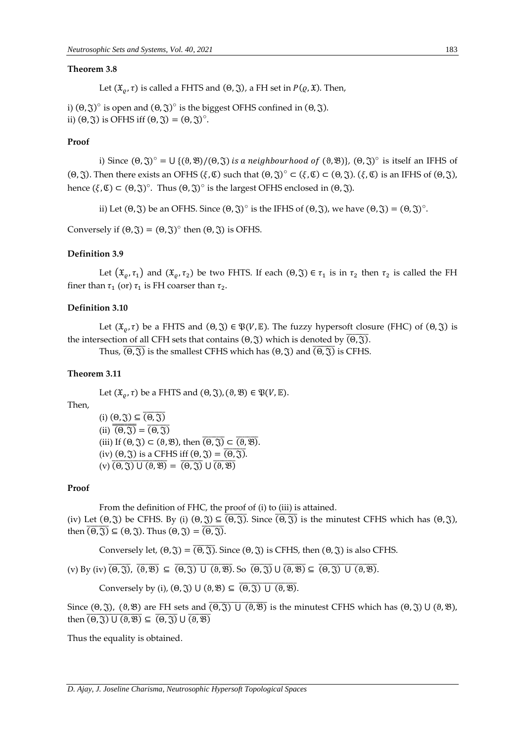#### Theorem 3.8

Let $(\mathfrak{X}_\varrho, \tau)$ is called a FHTS and $(\Theta, \mathfrak{J})$, a FH set in $P(\varrho, \mathfrak{X})$. Then,

i) $(\Theta, \mathfrak{J})^\circ$ is open and $(\Theta, \mathfrak{J})^\circ$ is the biggest OFHS confined in $(\Theta, \mathfrak{J})$.
ii) $(\Theta, \mathfrak{J})$ is OFHS iff $(\Theta, \mathfrak{J}) = (\Theta, \mathfrak{J})^\circ$.

#### Proof

i) Since $(\Theta, \mathfrak{J})^\circ = \cup \{(\vartheta, \mathfrak{B})/(\Theta, \mathfrak{J})\ is\ a\ neighbourhood\ of\ (\vartheta, \mathfrak{B})\}$, $(\Theta, \mathfrak{J})^\circ$ is itself an IFHS of $(\Theta, \mathfrak{J})$. Then there exists an OFHS $(\xi, \mathfrak{C})$ such that $(\Theta, \mathfrak{J})^\circ \subset (\xi, \mathfrak{C}) \subset (\Theta, \mathfrak{J})$. $(\xi, \mathfrak{C})$ is an IFHS of $(\Theta, \mathfrak{J})$, hence $(\xi, \mathfrak{C}) \subset (\Theta, \mathfrak{J})^\circ$. Thus $(\Theta, \mathfrak{J})^\circ$ is the largest OFHS enclosed in $(\Theta, \mathfrak{J})$.

ii) Let $(\Theta, \mathfrak{J})$ be an OFHS. Since $(\Theta, \mathfrak{J})^\circ$ is the IFHS of $(\Theta, \mathfrak{J})$, we have $(\Theta, \mathfrak{J}) = (\Theta, \mathfrak{J})^\circ$.

Conversely if $(\Theta, \mathfrak{J}) = (\Theta, \mathfrak{J})^\circ$ then $(\Theta, \mathfrak{J})$ is OFHS.

#### Definition 3.9

Let $(\mathfrak{X}_\varrho, \tau_1)$ and $(\mathfrak{X}_\varrho, \tau_2)$ be two FHTS. If each $(\Theta, \mathfrak{J}) \in \tau_1$ is in $\tau_2$ then $\tau_2$ is called the FH finer than $\tau_1$ (or) $\tau_1$ is FH coarser than $\tau_2$.

#### Definition 3.10

Let $(\mathfrak{X}_\varrho, \tau)$ be a FHTS and $(\Theta, \mathfrak{J}) \in \mathfrak{P}(V, \mathbb{E})$. The fuzzy hypersoft closure (FHC) of $(\Theta, \mathfrak{J})$ is the intersection of all CFH sets that contains $(\Theta, \mathfrak{J})$ which is denoted by $\overline{(\Theta, \mathfrak{J})}$.

Thus, $\overline{(\Theta, \mathfrak{J})}$ is the smallest CFHS which has $(\Theta, \mathfrak{J})$ and $\overline{(\Theta, \mathfrak{J})}$ is CFHS.

#### Theorem 3.11

Let $(\mathfrak{X}_\varrho, \tau)$ be a FHTS and $(\Theta, \mathfrak{J}), (\vartheta, \mathfrak{B}) \in \mathfrak{P}(V, \mathbb{E})$.

Then,

(i) $(\Theta, \mathfrak{J}) \subseteq \overline{(\Theta, \mathfrak{J})}$
(ii) $\overline{\overline{(\Theta, \mathfrak{J})}} = \overline{(\Theta, \mathfrak{J})}$
(iii) If $(\Theta, \mathfrak{J}) \subset (\vartheta, \mathfrak{B})$, then $\overline{(\Theta, \mathfrak{J})} \subset \overline{(\vartheta, \mathfrak{B})}$.
(iv) $(\Theta, \mathfrak{J})$ is a CFHS iff $(\Theta, \mathfrak{J}) = \overline{(\Theta, \mathfrak{J})}$.
(v) $\overline{(\Theta, \mathfrak{J}) \cup (\vartheta, \mathfrak{B})} = \overline{(\Theta, \mathfrak{J})} \cup \overline{(\vartheta, \mathfrak{B})}$

#### Proof

From the definition of FHC, the proof of (i) to (iii) is attained.
(iv) Let $(\Theta, \mathfrak{J})$ be CFHS. By (i) $(\Theta, \mathfrak{J}) \subseteq \overline{(\Theta, \mathfrak{J})}$. Since $\overline{(\Theta, \mathfrak{J})}$ is the minutest CFHS which has $(\Theta, \mathfrak{J})$, then $\overline{(\Theta, \mathfrak{J})} \subseteq (\Theta, \mathfrak{J})$. Thus $(\Theta, \mathfrak{J}) = \overline{(\Theta, \mathfrak{J})}$.

Conversely let, $(\Theta, \mathfrak{J}) = \overline{(\Theta, \mathfrak{J})}$. Since $(\Theta, \mathfrak{J})$ is CFHS, then $(\Theta, \mathfrak{J})$ is also CFHS.

(v) By (iv) $\overline{(\Theta, \mathfrak{J})}$, $\overline{(\vartheta, \mathfrak{B})} \subseteq \overline{(\Theta, \mathfrak{J}) \cup (\vartheta, \mathfrak{B})}$. So $\overline{(\Theta, \mathfrak{J})} \cup \overline{(\vartheta, \mathfrak{B})} \subseteq \overline{(\Theta, \mathfrak{J}) \cup (\vartheta, \mathfrak{B})}$.

Conversely by (i), $(\Theta, \mathfrak{J}) \cup (\vartheta, \mathfrak{B}) \subseteq \overline{(\Theta, \mathfrak{J}) \cup (\vartheta, \mathfrak{B})}$.

Since $(\Theta, \mathfrak{J})$, $(\vartheta, \mathfrak{B})$ are FH sets and $\overline{(\Theta, \mathfrak{J}) \cup (\vartheta, \mathfrak{B})}$ is the minutest CFHS which has $(\Theta, \mathfrak{J}) \cup (\vartheta, \mathfrak{B})$, then $\overline{(\Theta, \mathfrak{J}) \cup (\vartheta, \mathfrak{B})} \subseteq \overline{(\Theta, \mathfrak{J})} \cup \overline{(\vartheta, \mathfrak{B})}$

Thus the equality is obtained.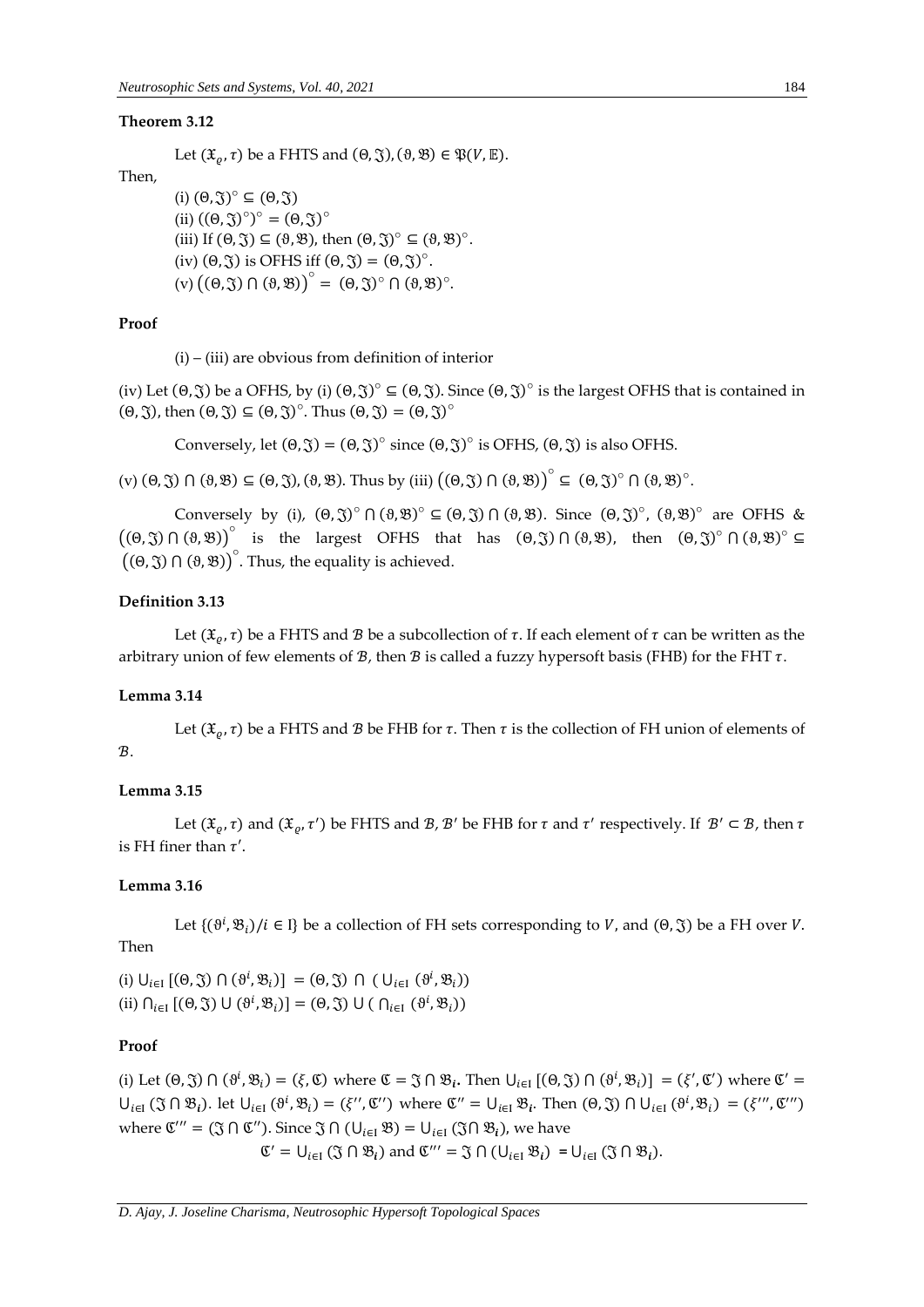### Theorem 3.12

Let $(\mathfrak{X}_\varrho, \tau)$ be a FHTS and $(\Theta, \mathfrak{J}), (\vartheta, \mathfrak{B}) \in \mathfrak{P}(V, \mathbb{E})$.

Then,

(i) $(\Theta, \mathfrak{J})^\circ \subseteq (\Theta, \mathfrak{J})$

(ii) $((\Theta, \mathfrak{J})^\circ)^\circ = (\Theta, \mathfrak{J})^\circ$

(iii) If $(\Theta, \mathfrak{J}) \subseteq (\vartheta, \mathfrak{B})$, then $(\Theta, \mathfrak{J})^\circ \subseteq (\vartheta, \mathfrak{B})^\circ$.

(iv) $(\Theta, \mathfrak{J})$ is OFHS iff $(\Theta, \mathfrak{J}) = (\Theta, \mathfrak{J})^\circ$.

(v) $\big((\Theta, \mathfrak{J}) \cap (\vartheta, \mathfrak{B})\big)^\circ = (\Theta, \mathfrak{J})^\circ \cap (\vartheta, \mathfrak{B})^\circ$.

### Proof

(i) – (iii) are obvious from definition of interior

(iv) Let $(\Theta, \mathfrak{J})$ be a OFHS, by (i) $(\Theta, \mathfrak{J})^\circ \subseteq (\Theta, \mathfrak{J})$. Since $(\Theta, \mathfrak{J})^\circ$ is the largest OFHS that is contained in $(\Theta, \mathfrak{J})$, then $(\Theta, \mathfrak{J}) \subseteq (\Theta, \mathfrak{J})^\circ$. Thus $(\Theta, \mathfrak{J}) = (\Theta, \mathfrak{J})^\circ$

Conversely, let $(\Theta, \mathfrak{J}) = (\Theta, \mathfrak{J})^\circ$ since $(\Theta, \mathfrak{J})^\circ$ is OFHS, $(\Theta, \mathfrak{J})$ is also OFHS.

(v) $(\Theta, \mathfrak{J}) \cap (\vartheta, \mathfrak{B}) \subseteq (\Theta, \mathfrak{J}), (\vartheta, \mathfrak{B})$. Thus by (iii) $\big((\Theta, \mathfrak{J}) \cap (\vartheta, \mathfrak{B})\big)^\circ \subseteq (\Theta, \mathfrak{J})^\circ \cap (\vartheta, \mathfrak{B})^\circ$.

Conversely by (i), $(\Theta, \mathfrak{J})^\circ \cap (\vartheta, \mathfrak{B})^\circ \subseteq (\Theta, \mathfrak{J}) \cap (\vartheta, \mathfrak{B})$. Since $(\Theta, \mathfrak{J})^\circ$, $(\vartheta, \mathfrak{B})^\circ$ are OFHS & $\big((\Theta, \mathfrak{J}) \cap (\vartheta, \mathfrak{B})\big)^\circ$ is the largest OFHS that has $(\Theta, \mathfrak{J}) \cap (\vartheta, \mathfrak{B})$, then $(\Theta, \mathfrak{J})^\circ \cap (\vartheta, \mathfrak{B})^\circ \subseteq \big((\Theta, \mathfrak{J}) \cap (\vartheta, \mathfrak{B})\big)^\circ$. Thus, the equality is achieved.

### Definition 3.13

Let $(\mathfrak{X}_\varrho, \tau)$ be a FHTS and $\mathcal{B}$ be a subcollection of $\tau$. If each element of $\tau$ can be written as the arbitrary union of few elements of $\mathcal{B}$, then $\mathcal{B}$ is called a fuzzy hypersoft basis (FHB) for the FHT $\tau$.

### Lemma 3.14

Let $(\mathfrak{X}_\varrho, \tau)$ be a FHTS and $\mathcal{B}$ be FHB for $\tau$. Then $\tau$ is the collection of FH union of elements of $\mathcal{B}$.

### Lemma 3.15

Let $(\mathfrak{X}_\varrho, \tau)$ and $(\mathfrak{X}_\varrho, \tau')$ be FHTS and $\mathcal{B}, \mathcal{B}'$ be FHB for $\tau$ and $\tau'$ respectively. If $\mathcal{B}' \subset \mathcal{B}$, then $\tau$ is FH finer than $\tau'$.

### Lemma 3.16

Let $\{(\vartheta^i, \mathfrak{B}_i)/i \in \mathrm{I}\}$ be a collection of FH sets corresponding to $V$, and $(\Theta, \mathfrak{J})$ be a FH over $V$. Then

(i) $\bigcup_{i\in \mathrm{I}} [(\Theta, \mathfrak{J}) \cap (\vartheta^i, \mathfrak{B}_i)] = (\Theta, \mathfrak{J}) \cap (\bigcup_{i\in \mathrm{I}} (\vartheta^i, \mathfrak{B}_i))$

(ii) $\bigcap_{i\in \mathrm{I}} [(\Theta, \mathfrak{J}) \cup (\vartheta^i, \mathfrak{B}_i)] = (\Theta, \mathfrak{J}) \cup (\bigcap_{i\in \mathrm{I}} (\vartheta^i, \mathfrak{B}_i))$

### Proof

(i) Let $(\Theta, \mathfrak{J}) \cap (\vartheta^i, \mathfrak{B}_i) = (\xi, \mathfrak{C})$ where $\mathfrak{C} = \mathfrak{J} \cap \mathfrak{B}_i$. Then $\bigcup_{i\in \mathrm{I}} [(\Theta, \mathfrak{J}) \cap (\vartheta^i, \mathfrak{B}_i)] = (\xi', \mathfrak{C}')$ where $\mathfrak{C}' = \bigcup_{i\in \mathrm{I}} (\mathfrak{J} \cap \mathfrak{B}_i)$. let $\bigcup_{i\in \mathrm{I}} (\vartheta^i, \mathfrak{B}_i) = (\xi'', \mathfrak{C}'')$ where $\mathfrak{C}'' = \bigcup_{i\in \mathrm{I}} \mathfrak{B}_i$. Then $(\Theta, \mathfrak{J}) \cap \bigcup_{i\in \mathrm{I}} (\vartheta^i, \mathfrak{B}_i) = (\xi''', \mathfrak{C}''')$ where $\mathfrak{C}''' = (\mathfrak{J} \cap \mathfrak{C}'')$. Since $\mathfrak{J} \cap (\bigcup_{i\in \mathrm{I}} \mathfrak{B}) = \bigcup_{i\in \mathrm{I}} (\mathfrak{J} \cap \mathfrak{B}_i)$, we have

$$\mathfrak{C}' = \bigcup_{i\in \mathrm{I}} (\mathfrak{J} \cap \mathfrak{B}_i) \text{ and } \mathfrak{C}''' = \mathfrak{J} \cap (\bigcup_{i\in \mathrm{I}} \mathfrak{B}_i) = \bigcup_{i\in \mathrm{I}} (\mathfrak{J} \cap \mathfrak{B}_i).$$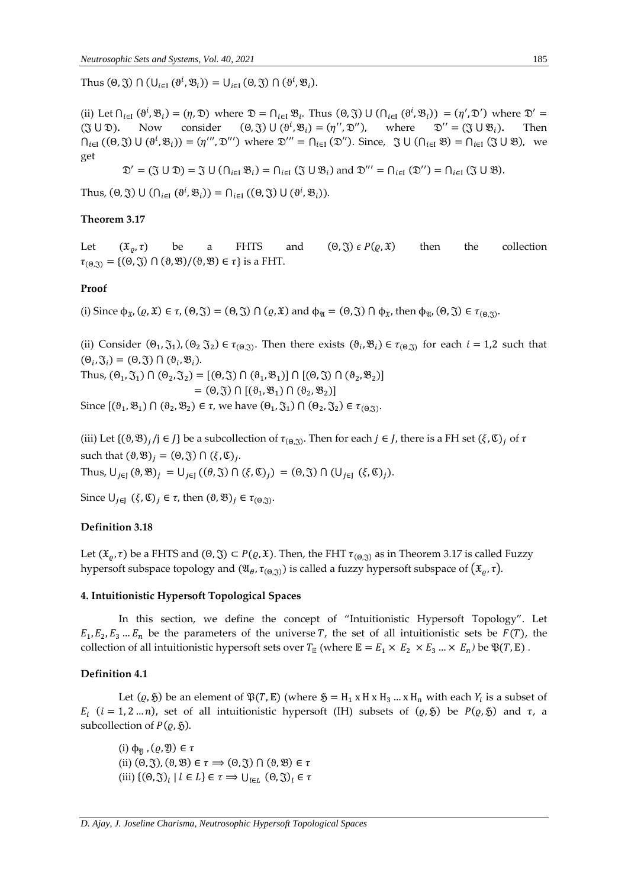Thus $(\Theta, \mathfrak{J}) \cap (\cup_{i\in I} (\vartheta^i, \mathfrak{B}_i)) = \cup_{i\in I} (\Theta, \mathfrak{J}) \cap (\vartheta^i, \mathfrak{B}_i)$.

(ii) Let $\cap_{i\in I} (\vartheta^i, \mathfrak{B}_i) = (\eta, \mathfrak{D})$ where $\mathfrak{D} = \cap_{i\in I} \mathfrak{B}_i$. Thus $(\Theta, \mathfrak{J}) \cup (\cap_{i\in I} (\vartheta^i, \mathfrak{B}_i)) = (\eta', \mathfrak{D}')$ where $\mathfrak{D}' = (\mathfrak{J} \cup \mathfrak{D})$. Now consider $(\Theta, \mathfrak{J}) \cup (\vartheta^i, \mathfrak{B}_i) = (\eta'', \mathfrak{D}'')$, where $\mathfrak{D}'' = (\mathfrak{J} \cup \mathfrak{B}_i)$. Then $\cap_{i\in I} ((\Theta, \mathfrak{J}) \cup (\vartheta^i, \mathfrak{B}_i)) = (\eta''', \mathfrak{D}''')$ where $\mathfrak{D}''' = \cap_{i\in I} (\mathfrak{D}'')$. Since, $\mathfrak{J} \cup (\cap_{i\in I} \mathfrak{B}) = \cap_{i\in I} (\mathfrak{J} \cup \mathfrak{B})$, we get

$$\mathfrak{D}' = (\mathfrak{J} \cup \mathfrak{D}) = \mathfrak{J} \cup (\cap_{i\in I} \mathfrak{B}_i) = \cap_{i\in I} (\mathfrak{J} \cup \mathfrak{B}_i) \text{ and } \mathfrak{D}''' = \cap_{i\in I} (\mathfrak{D}'') = \cap_{i\in I} (\mathfrak{J} \cup \mathfrak{B}).$$

Thus, $(\Theta, \mathfrak{J}) \cup (\cap_{i\in I} (\vartheta^i, \mathfrak{B}_i)) = \cap_{i\in I} ((\Theta, \mathfrak{J}) \cup (\vartheta^i, \mathfrak{B}_i))$.

**Theorem 3.17**

Let $(\mathfrak{X}_\varrho, \tau)$ be a FHTS and $(\Theta, \mathfrak{J}) \in P(\varrho, \mathfrak{X})$ then the collection $\tau_{(\Theta,\mathfrak{J})} = \{(\Theta, \mathfrak{J}) \cap (\vartheta, \mathfrak{B}) / (\vartheta, \mathfrak{B}) \in \tau\}$ is a FHT.

**Proof**

(i) Since $\phi_{\mathfrak{X}}, (\varrho, \mathfrak{X}) \in \tau$, $(\Theta, \mathfrak{J}) = (\Theta, \mathfrak{J}) \cap (\varrho, \mathfrak{X})$ and $\phi_{\mathfrak{A}} = (\Theta, \mathfrak{J}) \cap \phi_{\mathfrak{X}}$, then $\phi_{\mathfrak{A}}, (\Theta, \mathfrak{J}) \in \tau_{(\Theta,\mathfrak{J})}$.

(ii) Consider $(\Theta_1, \mathfrak{J}_1), (\Theta_2\, \mathfrak{J}_2) \in \tau_{(\Theta,\mathfrak{J})}$. Then there exists $(\vartheta_i, \mathfrak{B}_i) \in \tau_{(\Theta,\mathfrak{J})}$ for each $i = 1,2$ such that $(\Theta_i, \mathfrak{J}_i) = (\Theta, \mathfrak{J}) \cap (\vartheta_i, \mathfrak{B}_i)$.

Thus, $(\Theta_1, \mathfrak{J}_1) \cap (\Theta_2, \mathfrak{J}_2) = [(\Theta, \mathfrak{J}) \cap (\vartheta_1, \mathfrak{B}_1)] \cap [(\Theta, \mathfrak{J}) \cap (\vartheta_2, \mathfrak{B}_2)]$
$= (\Theta, \mathfrak{J}) \cap [(\vartheta_1, \mathfrak{B}_1) \cap (\vartheta_2, \mathfrak{B}_2)]$

Since $[(\vartheta_1, \mathfrak{B}_1) \cap (\vartheta_2, \mathfrak{B}_2) \in \tau$, we have $(\Theta_1, \mathfrak{J}_1) \cap (\Theta_2, \mathfrak{J}_2) \in \tau_{(\Theta,\mathfrak{J})}$.

(iii) Let $\{(\vartheta, \mathfrak{B})_j / j \in J\}$ be a subcollection of $\tau_{(\Theta,\mathfrak{J})}$. Then for each $j \in J$, there is a FH set $(\xi, \mathfrak{C})_j$ of $\tau$ such that $(\vartheta, \mathfrak{B})_j = (\Theta, \mathfrak{J}) \cap (\xi, \mathfrak{C})_j$.

Thus, $\cup_{j\in J} (\vartheta, \mathfrak{B})_j = \cup_{j\in J} ((\theta, \mathfrak{J}) \cap (\xi, \mathfrak{C})_j) = (\Theta, \mathfrak{J}) \cap (\cup_{j\in J} (\xi, \mathfrak{C})_j)$.

Since $\cup_{j\in J} (\xi, \mathfrak{C})_j \in \tau$, then $(\vartheta, \mathfrak{B})_j \in \tau_{(\Theta,\mathfrak{J})}$.

**Definition 3.18**

Let $(\mathfrak{X}_\varrho, \tau)$ be a FHTS and $(\Theta, \mathfrak{J}) \subset P(\varrho, \mathfrak{X})$. Then, the FHT $\tau_{(\Theta,\mathfrak{J})}$ as in Theorem 3.17 is called Fuzzy hypersoft subspace topology and $(\mathfrak{A}_\theta, \tau_{(\Theta,\mathfrak{J})})$ is called a fuzzy hypersoft subspace of $(\mathfrak{X}_\varrho, \tau)$.

## 4. Intuitionistic Hypersoft Topological Spaces

In this section, we define the concept of "Intuitionistic Hypersoft Topology". Let $E_1, E_2, E_3 \dots E_n$ be the parameters of the universe $T$, the set of all intuitionistic sets be $F(T)$, the collection of all intuitionistic hypersoft sets over $T_{\mathbb{E}}$ (where $\mathbb{E} = E_1 \times E_2 \times E_3 \dots \times E_n$) be $\mathfrak{P}(T, \mathbb{E})$ .

**Definition 4.1**

Let $(\varrho, \mathfrak{H})$ be an element of $\mathfrak{P}(T, \mathbb{E})$ (where $\mathfrak{H} = \mathrm{H}_1 \times \mathrm{H} \times \mathrm{H}_3 \dots \times \mathrm{H}_n$ with each $Y_i$ is a subset of $E_i$ $(i = 1, 2 \dots n)$, set of all intuitionistic hypersoft (IH) subsets of $(\varrho, \mathfrak{H})$ be $P(\varrho, \mathfrak{H})$ and $\tau$, a subcollection of $P(\varrho, \mathfrak{H})$.

(i) $\phi_{\mathfrak{Y}}, (\varrho, \mathfrak{Y}) \in \tau$
(ii) $(\Theta, \mathfrak{J}), (\vartheta, \mathfrak{B}) \in \tau \Longrightarrow (\Theta, \mathfrak{J}) \cap (\vartheta, \mathfrak{B}) \in \tau$
(iii) $\{(\Theta, \mathfrak{J})_l \mid l \in L\} \in \tau \Longrightarrow \cup_{l\in L} (\Theta, \mathfrak{J})_l \in \tau$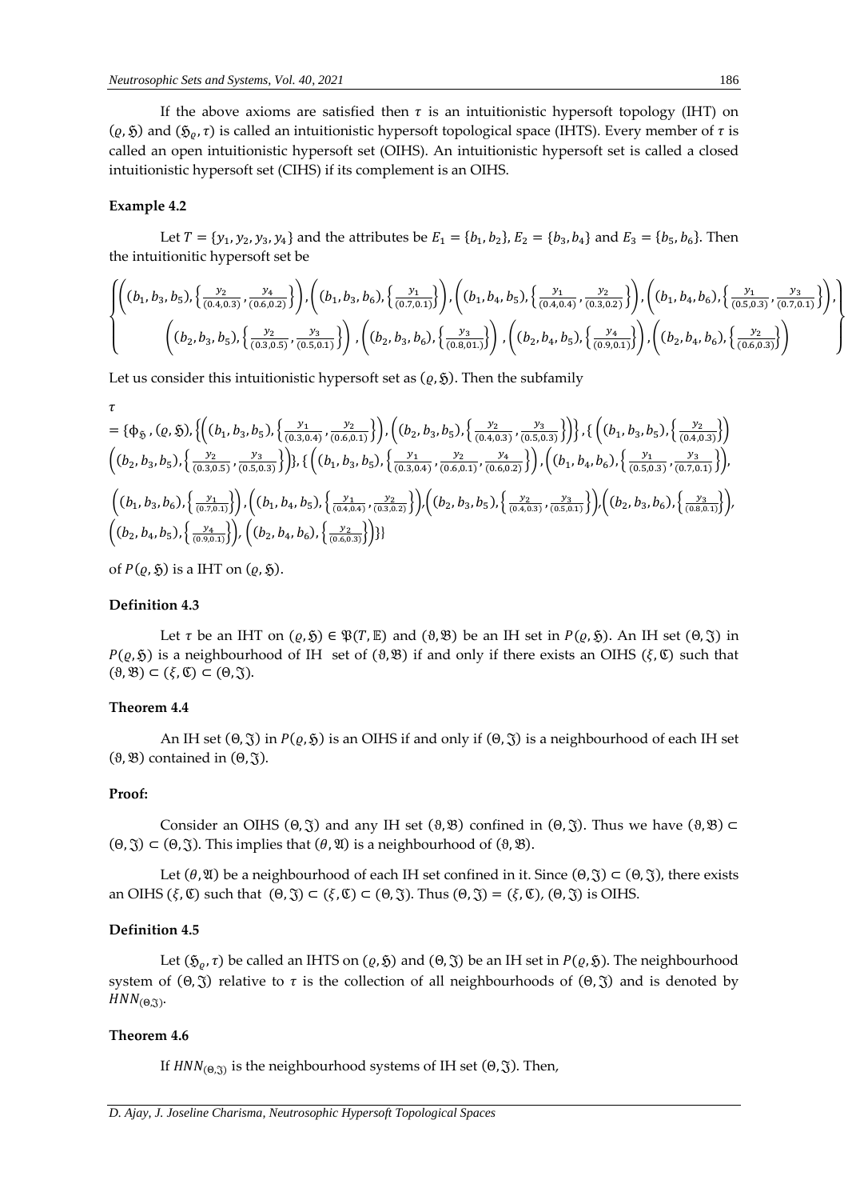If the above axioms are satisfied then $\tau$ is an intuitionistic hypersoft topology (IHT) on $(\varrho, \mathfrak{H})$ and $(\mathfrak{H}_\varrho, \tau)$ is called an intuitionistic hypersoft topological space (IHTS). Every member of $\tau$ is called an open intuitionistic hypersoft set (OIHS). An intuitionistic hypersoft set is called a closed intuitionistic hypersoft set (CIHS) if its complement is an OIHS.

### Example 4.2

Let $T = \{y_1, y_2, y_3, y_4\}$ and the attributes be $E_1 = \{b_1, b_2\}$, $E_2 = \{b_3, b_4\}$ and $E_3 = \{b_5, b_6\}$. Then the intuitionitic hypersoft set be

$$\left\{ \begin{array}{c} \left((b_1, b_3, b_5), \left\{\frac{y_2}{(0.4,0.3)}, \frac{y_4}{(0.6,0.2)}\right\}\right), \left((b_1, b_3, b_6), \left\{\frac{y_1}{(0.7,0.1)}\right\}\right), \left((b_1, b_4, b_5), \left\{\frac{y_1}{(0.4,0.4)}, \frac{y_2}{(0.3,0.2)}\right\}\right), \left((b_1, b_4, b_6), \left\{\frac{y_1}{(0.5,0.3)}, \frac{y_3}{(0.7,0.1)}\right\}\right), \\ \left((b_2, b_3, b_5), \left\{\frac{y_2}{(0.3,0.5)}, \frac{y_3}{(0.5,0.1)}\right\}\right), \left((b_2, b_3, b_6), \left\{\frac{y_3}{(0.8,01.)}\right\}\right), \left((b_2, b_4, b_5), \left\{\frac{y_4}{(0.9,0.1)}\right\}\right), \left((b_2, b_4, b_6), \left\{\frac{y_2}{(0.6,0.3)}\right\}\right) \end{array} \right\}$$

Let us consider this intuitionistic hypersoft set as $(\varrho, \mathfrak{H})$. Then the subfamily

$$\begin{aligned} \tau &= \{\phi_{\mathfrak{H}}, (\varrho, \mathfrak{H}), \left\{\left((b_1, b_3, b_5), \left\{\frac{y_1}{(0.3,0.4)}, \frac{y_2}{(0.6,0.1)}\right\}\right), \left((b_2, b_3, b_5), \left\{\frac{y_2}{(0.4,0.3)}, \frac{y_3}{(0.5,0.3)}\right\}\right)\right\}, \{\left((b_1, b_3, b_5), \left\{\frac{y_2}{(0.4,0.3)}\right\}\right) \\ &\left((b_2, b_3, b_5), \left\{\frac{y_2}{(0.3,0.5)}, \frac{y_3}{(0.5,0.3)}\right\}\right)\}, \{\left((b_1, b_3, b_5), \left\{\frac{y_1}{(0.3,0.4)}, \frac{y_2}{(0.6,0.1)}, \frac{y_4}{(0.6,0.2)}\right\}\right), \left((b_1, b_4, b_6), \left\{\frac{y_1}{(0.5,0.3)}, \frac{y_3}{(0.7,0.1)}\right\}\right), \\ &\left((b_1, b_3, b_6), \left\{\frac{y_1}{(0.7,0.1)}\right\}\right), \left((b_1, b_4, b_5), \left\{\frac{y_1}{(0.4,0.4)}, \frac{y_2}{(0.3,0.2)}\right\}\right), \left((b_2, b_3, b_5), \left\{\frac{y_2}{(0.4,0.3)}, \frac{y_3}{(0.5,0.1)}\right\}\right), \left((b_2, b_3, b_6), \left\{\frac{y_3}{(0.8,0.1)}\right\}\right), \\ &\left((b_2, b_4, b_5), \left\{\frac{y_4}{(0.9,0.1)}\right\}\right), \left((b_2, b_4, b_6), \left\{\frac{y_2}{(0.6,0.3)}\right\}\right)\}\} \end{aligned}$$

of $P(\varrho, \mathfrak{H})$ is a IHT on $(\varrho, \mathfrak{H})$.

### Definition 4.3

Let $\tau$ be an IHT on $(\varrho, \mathfrak{H}) \in \mathfrak{P}(T, \mathbb{E})$ and $(\vartheta, \mathfrak{B})$ be an IH set in $P(\varrho, \mathfrak{H})$. An IH set $(\Theta, \mathfrak{J})$ in $P(\varrho, \mathfrak{H})$ is a neighbourhood of IH set of $(\vartheta, \mathfrak{B})$ if and only if there exists an OIHS $(\xi, \mathfrak{C})$ such that $(\vartheta, \mathfrak{B}) \subset (\xi, \mathfrak{C}) \subset (\Theta, \mathfrak{J})$.

### Theorem 4.4

An IH set $(\Theta, \mathfrak{J})$ in $P(\varrho, \mathfrak{H})$ is an OIHS if and only if $(\Theta, \mathfrak{J})$ is a neighbourhood of each IH set $(\vartheta, \mathfrak{B})$ contained in $(\Theta, \mathfrak{J})$.

#### Proof:

Consider an OIHS $(\Theta, \mathfrak{J})$ and any IH set $(\vartheta, \mathfrak{B})$ confined in $(\Theta, \mathfrak{J})$. Thus we have $(\vartheta, \mathfrak{B}) \subset (\Theta, \mathfrak{J}) \subset (\Theta, \mathfrak{J})$. This implies that $(\theta, \mathfrak{A})$ is a neighbourhood of $(\vartheta, \mathfrak{B})$.

Let $(\theta, \mathfrak{A})$ be a neighbourhood of each IH set confined in it. Since $(\Theta, \mathfrak{J}) \subset (\Theta, \mathfrak{J})$, there exists an OIHS $(\xi, \mathfrak{C})$ such that $(\Theta, \mathfrak{J}) \subset (\xi, \mathfrak{C}) \subset (\Theta, \mathfrak{J})$. Thus $(\Theta, \mathfrak{J}) = (\xi, \mathfrak{C})$, $(\Theta, \mathfrak{J})$ is OIHS.

### Definition 4.5

Let $(\mathfrak{H}_\varrho, \tau)$ be called an IHTS on $(\varrho, \mathfrak{H})$ and $(\Theta, \mathfrak{J})$ be an IH set in $P(\varrho, \mathfrak{H})$. The neighbourhood system of $(\Theta, \mathfrak{J})$ relative to $\tau$ is the collection of all neighbourhoods of $(\Theta, \mathfrak{J})$ and is denoted by $HNN_{(\Theta, \mathfrak{J})}$.

### Theorem 4.6

If $HNN_{(\Theta, \mathfrak{J})}$ is the neighbourhood systems of IH set $(\Theta, \mathfrak{J})$. Then,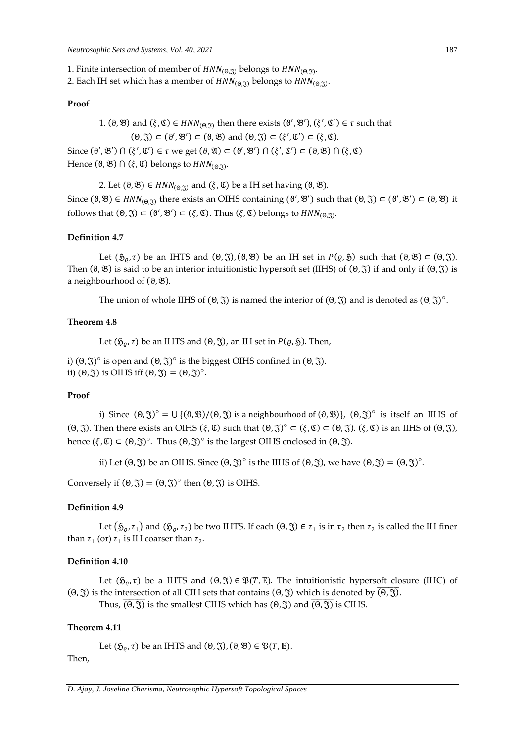1. Finite intersection of member of $HNN_{(\Theta,\mathfrak{J})}$ belongs to $HNN_{(\Theta,\mathfrak{J})}$.

2. Each IH set which has a member of $HNN_{(\Theta,\mathfrak{J})}$ belongs to $HNN_{(\Theta,\mathfrak{J})}$.

**Proof**

1. $(\vartheta,\mathfrak{B})$ and $(\xi,\mathfrak{C}) \in HNN_{(\Theta,\mathfrak{J})}$ then there exists $(\vartheta',\mathfrak{B}'),(\xi',\mathfrak{C}') \in \tau$ such that $(\Theta,\mathfrak{J}) \subset (\vartheta',\mathfrak{B}') \subset (\vartheta,\mathfrak{B})$ and $(\Theta,\mathfrak{J}) \subset (\xi',\mathfrak{C}') \subset (\xi,\mathfrak{C})$.

Since $(\vartheta',\mathfrak{B}') \cap (\xi',\mathfrak{C}') \in \tau$ we get $(\theta,\mathfrak{A}) \subset (\vartheta',\mathfrak{B}') \cap (\xi',\mathfrak{C}') \subset (\vartheta,\mathfrak{B}) \cap (\xi,\mathfrak{C})$

Hence $(\vartheta,\mathfrak{B}) \cap (\xi,\mathfrak{C})$ belongs to $HNN_{(\Theta,\mathfrak{J})}$.

2. Let $(\vartheta,\mathfrak{B}) \in HNN_{(\Theta,\mathfrak{J})}$ and $(\xi,\mathfrak{C})$ be a IH set having $(\vartheta,\mathfrak{B})$.

Since $(\vartheta,\mathfrak{B}) \in HNN_{(\Theta,\mathfrak{J})}$ there exists an OIHS containing $(\vartheta',\mathfrak{B}')$ such that $(\Theta,\mathfrak{J}) \subset (\vartheta',\mathfrak{B}') \subset (\vartheta,\mathfrak{B})$ it follows that $(\Theta,\mathfrak{J}) \subset (\vartheta',\mathfrak{B}') \subset (\xi,\mathfrak{C})$. Thus $(\xi,\mathfrak{C})$ belongs to $HNN_{(\Theta,\mathfrak{J})}$.

**Definition 4.7**

Let $(\mathfrak{H}_\varrho,\tau)$ be an IHTS and $(\Theta,\mathfrak{J}),(\vartheta,\mathfrak{B})$ be an IH set in $P(\varrho,\mathfrak{H})$ such that $(\vartheta,\mathfrak{B}) \subset (\Theta,\mathfrak{J})$. Then $(\vartheta,\mathfrak{B})$ is said to be an interior intuitionistic hypersoft set (IIHS) of $(\Theta,\mathfrak{J})$ if and only if $(\Theta,\mathfrak{J})$ is a neighbourhood of $(\vartheta,\mathfrak{B})$.

The union of whole IIHS of $(\Theta,\mathfrak{J})$ is named the interior of $(\Theta,\mathfrak{J})$ and is denoted as $(\Theta,\mathfrak{J})^\circ$.

**Theorem 4.8**

Let $(\mathfrak{H}_\varrho,\tau)$ be an IHTS and $(\Theta,\mathfrak{J})$, an IH set in $P(\varrho,\mathfrak{H})$. Then,

i) $(\Theta,\mathfrak{J})^\circ$ is open and $(\Theta,\mathfrak{J})^\circ$ is the biggest OIHS confined in $(\Theta,\mathfrak{J})$.

ii) $(\Theta,\mathfrak{J})$ is OIHS iff $(\Theta,\mathfrak{J}) = (\Theta,\mathfrak{J})^\circ$.

**Proof**

i) Since $(\Theta,\mathfrak{J})^\circ = \cup\{(\vartheta,\mathfrak{B})/(\Theta,\mathfrak{J})$ is a neighbourhood of $(\vartheta,\mathfrak{B})\}$, $(\Theta,\mathfrak{J})^\circ$ is itself an IIHS of $(\Theta,\mathfrak{J})$. Then there exists an OIHS $(\xi,\mathfrak{C})$ such that $(\Theta,\mathfrak{J})^\circ \subset (\xi,\mathfrak{C}) \subset (\Theta,\mathfrak{J})$. $(\xi,\mathfrak{C})$ is an IIHS of $(\Theta,\mathfrak{J})$, hence $(\xi,\mathfrak{C}) \subset (\Theta,\mathfrak{J})^\circ$. Thus $(\Theta,\mathfrak{J})^\circ$ is the largest OIHS enclosed in $(\Theta,\mathfrak{J})$.

ii) Let $(\Theta,\mathfrak{J})$ be an OIHS. Since $(\Theta,\mathfrak{J})^\circ$ is the IIHS of $(\Theta,\mathfrak{J})$, we have $(\Theta,\mathfrak{J}) = (\Theta,\mathfrak{J})^\circ$.

Conversely if $(\Theta,\mathfrak{J}) = (\Theta,\mathfrak{J})^\circ$ then $(\Theta,\mathfrak{J})$ is OIHS.

**Definition 4.9**

Let $(\mathfrak{H}_\varrho,\tau_1)$ and $(\mathfrak{H}_\varrho,\tau_2)$ be two IHTS. If each $(\Theta,\mathfrak{J}) \in \tau_1$ is in $\tau_2$ then $\tau_2$ is called the IH finer than $\tau_1$ (or) $\tau_1$ is IH coarser than $\tau_2$.

**Definition 4.10**

Let $(\mathfrak{H}_\varrho,\tau)$ be a IHTS and $(\Theta,\mathfrak{J}) \in \mathfrak{P}(T,\mathbb{E})$. The intuitionistic hypersoft closure (IHC) of $(\Theta,\mathfrak{J})$ is the intersection of all CIH sets that contains $(\Theta,\mathfrak{J})$ which is denoted by $\overline{(\Theta,\mathfrak{J})}$.

Thus, $\overline{(\Theta,\mathfrak{J})}$ is the smallest CIHS which has $(\Theta,\mathfrak{J})$ and $\overline{(\Theta,\mathfrak{J})}$ is CIHS.

**Theorem 4.11**

Let $(\mathfrak{H}_\varrho,\tau)$ be an IHTS and $(\Theta,\mathfrak{J}),(\vartheta,\mathfrak{B}) \in \mathfrak{P}(T,\mathbb{E})$.

Then,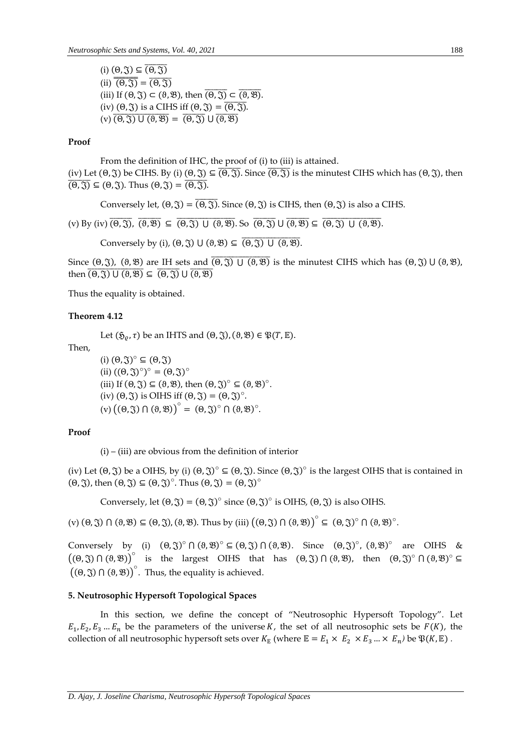(i) $(\Theta, \mathfrak{J}) \subseteq \overline{(\Theta, \mathfrak{J})}$

(ii) $\overline{\overline{(\Theta, \mathfrak{J})}} = \overline{(\Theta, \mathfrak{J})}$

(iii) If $(\Theta, \mathfrak{J}) \subset (\vartheta, \mathfrak{B})$, then $\overline{(\Theta, \mathfrak{J})} \subset \overline{(\vartheta, \mathfrak{B})}$.

(iv) $(\Theta, \mathfrak{J})$ is a CIHS iff $(\Theta, \mathfrak{J}) = \overline{(\Theta, \mathfrak{J})}$.

(v) $\overline{(\Theta, \mathfrak{J}) \cup (\vartheta, \mathfrak{B})} = \overline{(\Theta, \mathfrak{J})} \cup \overline{(\vartheta, \mathfrak{B})}$

**Proof**

From the definition of IHC, the proof of (i) to (iii) is attained.

(iv) Let $(\Theta, \mathfrak{J})$ be CIHS. By (i) $(\Theta, \mathfrak{J}) \subseteq \overline{(\Theta, \mathfrak{J})}$. Since $\overline{(\Theta, \mathfrak{J})}$ is the minutest CIHS which has $(\Theta, \mathfrak{J})$, then $\overline{(\Theta, \mathfrak{J})} \subseteq (\Theta, \mathfrak{J})$. Thus $(\Theta, \mathfrak{J}) = \overline{(\Theta, \mathfrak{J})}$.

Conversely let, $(\Theta, \mathfrak{J}) = \overline{(\Theta, \mathfrak{J})}$. Since $(\Theta, \mathfrak{J})$ is CIHS, then $(\Theta, \mathfrak{J})$ is also a CIHS.

(v) By (iv) $\overline{(\Theta, \mathfrak{J})}$, $\overline{(\vartheta, \mathfrak{B})} \subseteq \overline{(\Theta, \mathfrak{J}) \cup (\vartheta, \mathfrak{B})}$. So $\overline{(\Theta, \mathfrak{J})} \cup \overline{(\vartheta, \mathfrak{B})} \subseteq \overline{(\Theta, \mathfrak{J}) \cup (\vartheta, \mathfrak{B})}$.

Conversely by (i), $(\Theta, \mathfrak{J}) \cup (\vartheta, \mathfrak{B}) \subseteq \overline{(\Theta, \mathfrak{J}) \cup (\vartheta, \mathfrak{B})}$.

Since $(\Theta, \mathfrak{J})$, $(\vartheta, \mathfrak{B})$ are IH sets and $\overline{(\Theta, \mathfrak{J}) \cup (\vartheta, \mathfrak{B})}$ is the minutest CIHS which has $(\Theta, \mathfrak{J}) \cup (\vartheta, \mathfrak{B})$, then $\overline{(\Theta, \mathfrak{J}) \cup (\vartheta, \mathfrak{B})} \subseteq \overline{(\Theta, \mathfrak{J})} \cup \overline{(\vartheta, \mathfrak{B})}$

Thus the equality is obtained.

**Theorem 4.12**

Let $(\mathfrak{H}_\varrho, \tau)$ be an IHTS and $(\Theta, \mathfrak{J}), (\vartheta, \mathfrak{B}) \in \mathfrak{P}(T, \mathbb{E})$.

Then,

(i) $(\Theta, \mathfrak{J})^\circ \subseteq (\Theta, \mathfrak{J})$

(ii) $((\Theta, \mathfrak{J})^\circ)^\circ = (\Theta, \mathfrak{J})^\circ$

(iii) If $(\Theta, \mathfrak{J}) \subseteq (\vartheta, \mathfrak{B})$, then $(\Theta, \mathfrak{J})^\circ \subseteq (\vartheta, \mathfrak{B})^\circ$.

(iv) $(\Theta, \mathfrak{J})$ is OIHS iff $(\Theta, \mathfrak{J}) = (\Theta, \mathfrak{J})^\circ$.

(v) $\left((\Theta, \mathfrak{J}) \cap (\vartheta, \mathfrak{B})\right)^\circ = (\Theta, \mathfrak{J})^\circ \cap (\vartheta, \mathfrak{B})^\circ$.

**Proof**

(i) – (iii) are obvious from the definition of interior

(iv) Let $(\Theta, \mathfrak{J})$ be a OIHS, by (i) $(\Theta, \mathfrak{J})^\circ \subseteq (\Theta, \mathfrak{J})$. Since $(\Theta, \mathfrak{J})^\circ$ is the largest OIHS that is contained in $(\Theta, \mathfrak{J})$, then $(\Theta, \mathfrak{J}) \subseteq (\Theta, \mathfrak{J})^\circ$. Thus $(\Theta, \mathfrak{J}) = (\Theta, \mathfrak{J})^\circ$

Conversely, let $(\Theta, \mathfrak{J}) = (\Theta, \mathfrak{J})^\circ$ since $(\Theta, \mathfrak{J})^\circ$ is OIHS, $(\Theta, \mathfrak{J})$ is also OIHS.

(v) $(\Theta, \mathfrak{J}) \cap (\vartheta, \mathfrak{B}) \subseteq (\Theta, \mathfrak{J}), (\vartheta, \mathfrak{B})$. Thus by (iii) $\left((\Theta, \mathfrak{J}) \cap (\vartheta, \mathfrak{B})\right)^\circ \subseteq (\Theta, \mathfrak{J})^\circ \cap (\vartheta, \mathfrak{B})^\circ$.

Conversely by (i) $(\Theta, \mathfrak{J})^\circ \cap (\vartheta, \mathfrak{B})^\circ \subseteq (\Theta, \mathfrak{J}) \cap (\vartheta, \mathfrak{B})$. Since $(\Theta, \mathfrak{J})^\circ$, $(\vartheta, \mathfrak{B})^\circ$ are OIHS & $\left((\Theta, \mathfrak{J}) \cap (\vartheta, \mathfrak{B})\right)^\circ$ is the largest OIHS that has $(\Theta, \mathfrak{J}) \cap (\vartheta, \mathfrak{B})$, then $(\Theta, \mathfrak{J})^\circ \cap (\vartheta, \mathfrak{B})^\circ \subseteq \left((\Theta, \mathfrak{J}) \cap (\vartheta, \mathfrak{B})\right)^\circ$. Thus, the equality is achieved.

## 5. Neutrosophic Hypersoft Topological Spaces

In this section, we define the concept of "Neutrosophic Hypersoft Topology". Let $E_1, E_2, E_3 \ldots E_n$ be the parameters of the universe $K$, the set of all neutrosophic sets be $F(K)$, the collection of all neutrosophic hypersoft sets over $K_{\mathbb{E}}$ (where $\mathbb{E} = E_1 \times E_2 \times E_3 \ldots \times E_n$) be $\mathfrak{P}(K, \mathbb{E})$ .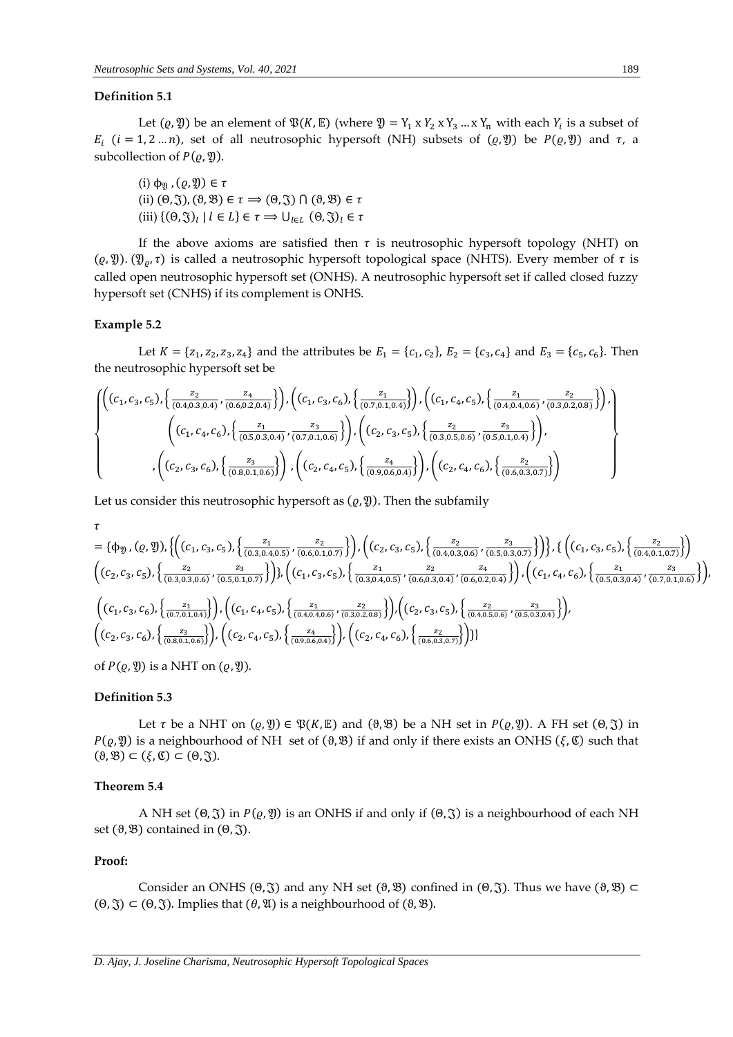**Definition 5.1**

Let $(\varrho, \mathfrak{Y})$ be an element of $\mathfrak{P}(K, \mathbb{E})$ (where $\mathfrak{Y} = \mathrm{Y}_1 \times Y_2 \times \mathrm{Y}_3 \ldots \times \mathrm{Y}_n$ with each $Y_i$ is a subset of $E_i$ $(i = 1, 2 \ldots n)$, set of all neutrosophic hypersoft (NH) subsets of $(\varrho, \mathfrak{Y})$ be $P(\varrho, \mathfrak{Y})$ and $\tau$, a subcollection of $P(\varrho, \mathfrak{Y})$.

(i) $\phi_{\mathfrak{Y}}, (\varrho, \mathfrak{Y}) \in \tau$

(ii) $(\Theta, \mathfrak{J}), (\vartheta, \mathfrak{B}) \in \tau \Longrightarrow (\Theta, \mathfrak{J}) \cap (\vartheta, \mathfrak{B}) \in \tau$

(iii) $\{(\Theta, \mathfrak{J})_l \mid l \in L\} \in \tau \Longrightarrow \bigcup_{l \in L} (\Theta, \mathfrak{J})_l \in \tau$

If the above axioms are satisfied then $\tau$ is neutrosophic hypersoft topology (NHT) on $(\varrho, \mathfrak{Y})$. $(\mathfrak{Y}_\varrho, \tau)$ is called a neutrosophic hypersoft topological space (NHTS). Every member of $\tau$ is called open neutrosophic hypersoft set (ONHS). A neutrosophic hypersoft set if called closed fuzzy hypersoft set (CNHS) if its complement is ONHS.

**Example 5.2**

Let $K = \{z_1, z_2, z_3, z_4\}$ and the attributes be $E_1 = \{c_1, c_2\}$, $E_2 = \{c_3, c_4\}$ and $E_3 = \{c_5, c_6\}$. Then the neutrosophic hypersoft set be

$$\left\{\begin{array}{c}\left((c_1, c_3, c_5), \left\{\frac{z_2}{(0.4, 0.3, 0.4)}, \frac{z_4}{(0.6, 0.2, 0.4)}\right\}\right), \left((c_1, c_3, c_6), \left\{\frac{z_1}{(0.7, 0.1, 0.4)}\right\}\right), \left((c_1, c_4, c_5), \left\{\frac{z_1}{(0.4, 0.4, 0.6)}, \frac{z_2}{(0.3, 0.2, 0.8)}\right\}\right), \\ \left((c_1, c_4, c_6), \left\{\frac{z_1}{(0.5, 0.3, 0.4)}, \frac{z_3}{(0.7, 0.1, 0.6)}\right\}\right), \left((c_2, c_3, c_5), \left\{\frac{z_2}{(0.3, 0.5, 0.6)}, \frac{z_3}{(0.5, 0.1, 0.4)}\right\}\right), \\ , \left((c_2, c_3, c_6), \left\{\frac{z_3}{(0.8, 0.1, 0.6)}\right\}\right), \left((c_2, c_4, c_5), \left\{\frac{z_4}{(0.9, 0.6, 0.4)}\right\}\right), \left((c_2, c_4, c_6), \left\{\frac{z_2}{(0.6, 0.3, 0.7)}\right\}\right)\end{array}\right\}$$

Let us consider this neutrosophic hypersoft as $(\varrho, \mathfrak{Y})$. Then the subfamily

$$\begin{aligned}\tau &= \{\phi_{\mathfrak{Y}}, (\varrho, \mathfrak{Y}), \left\{\left((c_1, c_3, c_5), \left\{\frac{z_1}{(0.3, 0.4, 0.5)}, \frac{z_2}{(0.6, 0.1, 0.7)}\right\}\right), \left((c_2, c_3, c_5), \left\{\frac{z_2}{(0.4, 0.3, 0.6)}, \frac{z_3}{(0.5, 0.3, 0.7)}\right\}\right)\right\}, \{\left((c_1, c_3, c_5), \left\{\frac{z_2}{(0.4, 0.1, 0.7)}\right\}\right) \\ &\left((c_2, c_3, c_5), \left\{\frac{z_2}{(0.3, 0.3, 0.6)}, \frac{z_3}{(0.5, 0.1, 0.7)}\right\}\right)\}, \left((c_1, c_3, c_5), \left\{\frac{z_1}{(0.3, 0.4, 0.5)}, \frac{z_2}{(0.6, 0.3, 0.4)}, \frac{z_4}{(0.6, 0.2, 0.4)}\right\}\right), \left((c_1, c_4, c_6), \left\{\frac{z_1}{(0.5, 0.3, 0.4)}, \frac{z_3}{(0.7, 0.1, 0.6)}\right\}\right), \\ &\left((c_1, c_3, c_6), \left\{\frac{z_1}{(0.7, 0.1, 0.4)}\right\}\right), \left((c_1, c_4, c_5), \left\{\frac{z_1}{(0.4, 0.4, 0.6)}, \frac{z_2}{(0.3, 0.2, 0.8)}\right\}\right), \left((c_2, c_3, c_5), \left\{\frac{z_2}{(0.4, 0.5, 0.6)}, \frac{z_3}{(0.5, 0.3, 0.4)}\right\}\right), \\ &\left((c_2, c_3, c_6), \left\{\frac{z_3}{(0.8, 0.1, 0.6)}\right\}\right), \left((c_2, c_4, c_5), \left\{\frac{z_4}{(0.9, 0.6, 0.4)}\right\}\right), \left((c_2, c_4, c_6), \left\{\frac{z_2}{(0.6, 0.3, 0.7)}\right\}\right)\}\}\end{aligned}$$

of $P(\varrho, \mathfrak{Y})$ is a NHT on $(\varrho, \mathfrak{Y})$.

**Definition 5.3**

Let $\tau$ be a NHT on $(\varrho, \mathfrak{Y}) \in \mathfrak{P}(K, \mathbb{E})$ and $(\vartheta, \mathfrak{B})$ be a NH set in $P(\varrho, \mathfrak{Y})$. A FH set $(\Theta, \mathfrak{J})$ in $P(\varrho, \mathfrak{Y})$ is a neighbourhood of NH set of $(\vartheta, \mathfrak{B})$ if and only if there exists an ONHS $(\xi, \mathfrak{C})$ such that $(\vartheta, \mathfrak{B}) \subset (\xi, \mathfrak{C}) \subset (\Theta, \mathfrak{J})$.

**Theorem 5.4**

A NH set $(\Theta, \mathfrak{J})$ in $P(\varrho, \mathfrak{Y})$ is an ONHS if and only if $(\Theta, \mathfrak{J})$ is a neighbourhood of each NH set $(\vartheta, \mathfrak{B})$ contained in $(\Theta, \mathfrak{J})$.

**Proof:**

Consider an ONHS $(\Theta, \mathfrak{J})$ and any NH set $(\vartheta, \mathfrak{B})$ confined in $(\Theta, \mathfrak{J})$. Thus we have $(\vartheta, \mathfrak{B}) \subset (\Theta, \mathfrak{J}) \subset (\Theta, \mathfrak{J})$. Implies that $(\theta, \mathfrak{A})$ is a neighbourhood of $(\vartheta, \mathfrak{B})$.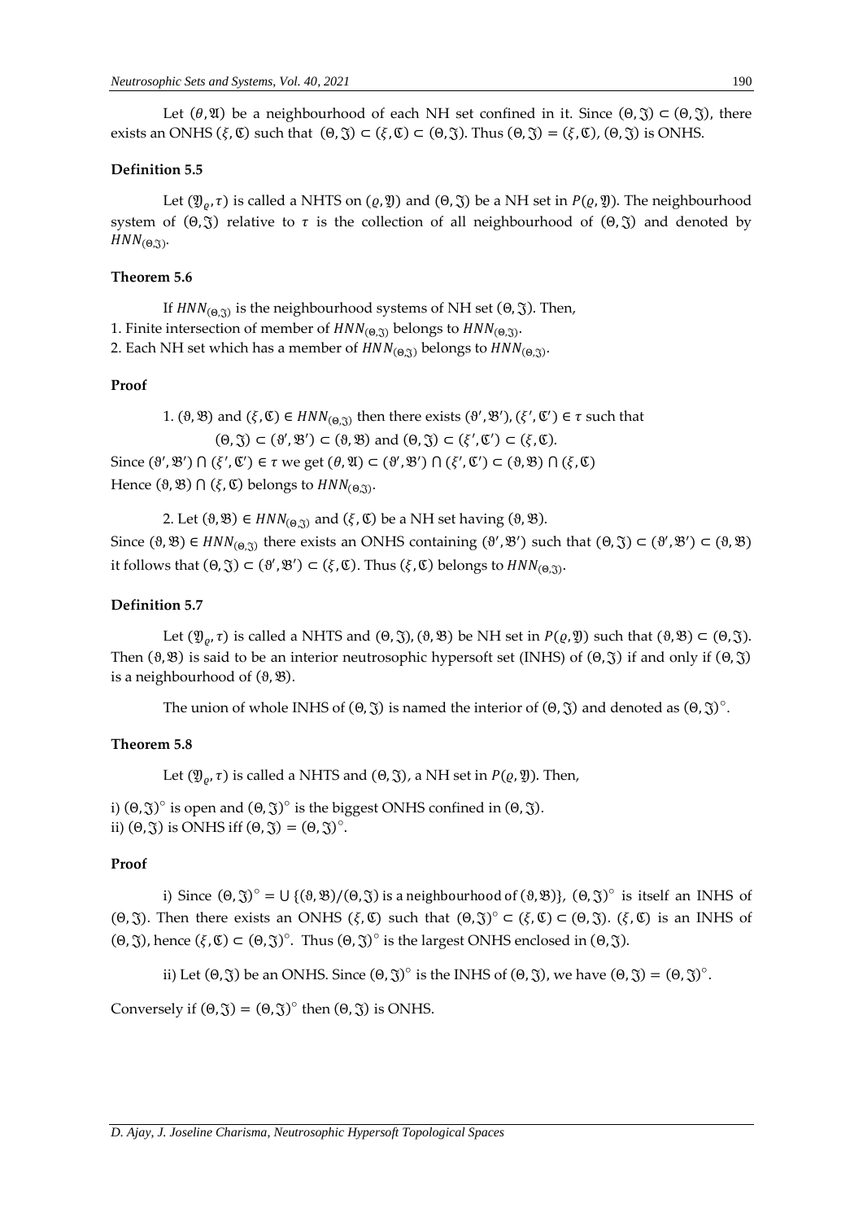Let $(\theta, \mathfrak{A})$ be a neighbourhood of each NH set confined in it. Since $(\Theta, \mathfrak{J}) \subset (\Theta, \mathfrak{J})$, there exists an ONHS $(\xi, \mathfrak{C})$ such that $(\Theta, \mathfrak{J}) \subset (\xi, \mathfrak{C}) \subset (\Theta, \mathfrak{J})$. Thus $(\Theta, \mathfrak{J}) = (\xi, \mathfrak{C})$, $(\Theta, \mathfrak{J})$ is ONHS.

**Definition 5.5**

Let $(\mathfrak{Y}_\varrho, \tau)$ is called a NHTS on $(\varrho, \mathfrak{Y})$ and $(\Theta, \mathfrak{J})$ be a NH set in $P(\varrho, \mathfrak{Y})$. The neighbourhood system of $(\Theta, \mathfrak{J})$ relative to $\tau$ is the collection of all neighbourhood of $(\Theta, \mathfrak{J})$ and denoted by $HNN_{(\Theta, \mathfrak{J})}$.

**Theorem 5.6**

If $HNN_{(\Theta, \mathfrak{J})}$ is the neighbourhood systems of NH set $(\Theta, \mathfrak{J})$. Then,

1. Finite intersection of member of $HNN_{(\Theta, \mathfrak{J})}$ belongs to $HNN_{(\Theta, \mathfrak{J})}$.
2. Each NH set which has a member of $HNN_{(\Theta, \mathfrak{J})}$ belongs to $HNN_{(\Theta, \mathfrak{J})}$.

**Proof**

1. $(\vartheta, \mathfrak{B})$ and $(\xi, \mathfrak{C}) \in HNN_{(\Theta, \mathfrak{J})}$ then there exists $(\vartheta', \mathfrak{B}'), (\xi', \mathfrak{C}') \in \tau$ such that

$$(\Theta, \mathfrak{J}) \subset (\vartheta', \mathfrak{B}') \subset (\vartheta, \mathfrak{B}) \text{ and } (\Theta, \mathfrak{J}) \subset (\xi', \mathfrak{C}') \subset (\xi, \mathfrak{C}).$$

Since $(\vartheta', \mathfrak{B}') \cap (\xi', \mathfrak{C}') \in \tau$ we get $(\theta, \mathfrak{A}) \subset (\vartheta', \mathfrak{B}') \cap (\xi', \mathfrak{C}') \subset (\vartheta, \mathfrak{B}) \cap (\xi, \mathfrak{C})$

Hence $(\vartheta, \mathfrak{B}) \cap (\xi, \mathfrak{C})$ belongs to $HNN_{(\Theta, \mathfrak{J})}$.

2. Let $(\vartheta, \mathfrak{B}) \in HNN_{(\Theta, \mathfrak{J})}$ and $(\xi, \mathfrak{C})$ be a NH set having $(\vartheta, \mathfrak{B})$.

Since $(\vartheta, \mathfrak{B}) \in HNN_{(\Theta, \mathfrak{J})}$ there exists an ONHS containing $(\vartheta', \mathfrak{B}')$ such that $(\Theta, \mathfrak{J}) \subset (\vartheta', \mathfrak{B}') \subset (\vartheta, \mathfrak{B})$ it follows that $(\Theta, \mathfrak{J}) \subset (\vartheta', \mathfrak{B}') \subset (\xi, \mathfrak{C})$. Thus $(\xi, \mathfrak{C})$ belongs to $HNN_{(\Theta, \mathfrak{J})}$.

**Definition 5.7**

Let $(\mathfrak{Y}_\varrho, \tau)$ is called a NHTS and $(\Theta, \mathfrak{J}), (\vartheta, \mathfrak{B})$ be NH set in $P(\varrho, \mathfrak{Y})$ such that $(\vartheta, \mathfrak{B}) \subset (\Theta, \mathfrak{J})$. Then $(\vartheta, \mathfrak{B})$ is said to be an interior neutrosophic hypersoft set (INHS) of $(\Theta, \mathfrak{J})$ if and only if $(\Theta, \mathfrak{J})$ is a neighbourhood of $(\vartheta, \mathfrak{B})$.

The union of whole INHS of $(\Theta, \mathfrak{J})$ is named the interior of $(\Theta, \mathfrak{J})$ and denoted as $(\Theta, \mathfrak{J})^\circ$.

**Theorem 5.8**

Let $(\mathfrak{Y}_\varrho, \tau)$ is called a NHTS and $(\Theta, \mathfrak{J})$, a NH set in $P(\varrho, \mathfrak{Y})$. Then,

i) $(\Theta, \mathfrak{J})^\circ$ is open and $(\Theta, \mathfrak{J})^\circ$ is the biggest ONHS confined in $(\Theta, \mathfrak{J})$.
ii) $(\Theta, \mathfrak{J})$ is ONHS iff $(\Theta, \mathfrak{J}) = (\Theta, \mathfrak{J})^\circ$.

**Proof**

i) Since $(\Theta, \mathfrak{J})^\circ = \cup \{(\vartheta, \mathfrak{B})/(\Theta, \mathfrak{J}) \text{ is a neighbourhood of } (\vartheta, \mathfrak{B})\}$, $(\Theta, \mathfrak{J})^\circ$ is itself an INHS of $(\Theta, \mathfrak{J})$. Then there exists an ONHS $(\xi, \mathfrak{C})$ such that $(\Theta, \mathfrak{J})^\circ \subset (\xi, \mathfrak{C}) \subset (\Theta, \mathfrak{J})$. $(\xi, \mathfrak{C})$ is an INHS of $(\Theta, \mathfrak{J})$, hence $(\xi, \mathfrak{C}) \subset (\Theta, \mathfrak{J})^\circ$. Thus $(\Theta, \mathfrak{J})^\circ$ is the largest ONHS enclosed in $(\Theta, \mathfrak{J})$.

ii) Let $(\Theta, \mathfrak{J})$ be an ONHS. Since $(\Theta, \mathfrak{J})^\circ$ is the INHS of $(\Theta, \mathfrak{J})$, we have $(\Theta, \mathfrak{J}) = (\Theta, \mathfrak{J})^\circ$.

Conversely if $(\Theta, \mathfrak{J}) = (\Theta, \mathfrak{J})^\circ$ then $(\Theta, \mathfrak{J})$ is ONHS.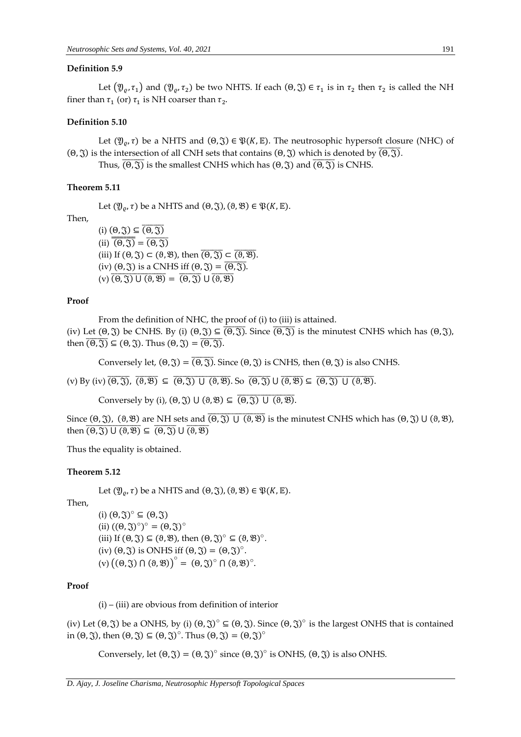### Definition 5.9

Let $(\mathfrak{Y}_\varrho, \tau_1)$ and $(\mathfrak{Y}_\varrho, \tau_2)$ be two NHTS. If each $(\Theta, \mathfrak{J}) \in \tau_1$ is in $\tau_2$ then $\tau_2$ is called the NH finer than $\tau_1$ (or) $\tau_1$ is NH coarser than $\tau_2$.

### Definition 5.10

Let $(\mathfrak{Y}_\varrho, \tau)$ be a NHTS and $(\Theta, \mathfrak{J}) \in \mathfrak{P}(K, \mathbb{E})$. The neutrosophic hypersoft closure (NHC) of $(\Theta, \mathfrak{J})$ is the intersection of all CNH sets that contains $(\Theta, \mathfrak{J})$ which is denoted by $\overline{(\Theta, \mathfrak{J})}$.

Thus, $\overline{(\Theta, \mathfrak{J})}$ is the smallest CNHS which has $(\Theta, \mathfrak{J})$ and $\overline{(\Theta, \mathfrak{J})}$ is CNHS.

### Theorem 5.11

Let $(\mathfrak{Y}_\varrho, \tau)$ be a NHTS and $(\Theta, \mathfrak{J}), (\vartheta, \mathfrak{B}) \in \mathfrak{P}(K, \mathbb{E})$.

Then,

(i) $(\Theta, \mathfrak{J}) \subseteq \overline{(\Theta, \mathfrak{J})}$

(ii) $\overline{\overline{(\Theta, \mathfrak{J})}} = \overline{(\Theta, \mathfrak{J})}$

(iii) If $(\Theta, \mathfrak{J}) \subset (\vartheta, \mathfrak{B})$, then $\overline{(\Theta, \mathfrak{J})} \subset \overline{(\vartheta, \mathfrak{B})}$.

(iv) $(\Theta, \mathfrak{J})$ is a CNHS iff $(\Theta, \mathfrak{J}) = \overline{(\Theta, \mathfrak{J})}$.

(v) $\overline{(\Theta, \mathfrak{J}) \cup (\vartheta, \mathfrak{B})} = \overline{(\Theta, \mathfrak{J})} \cup \overline{(\vartheta, \mathfrak{B})}$

### Proof

From the definition of NHC, the proof of (i) to (iii) is attained.

(iv) Let $(\Theta, \mathfrak{J})$ be CNHS. By (i) $(\Theta, \mathfrak{J}) \subseteq \overline{(\Theta, \mathfrak{J})}$. Since $\overline{(\Theta, \mathfrak{J})}$ is the minutest CNHS which has $(\Theta, \mathfrak{J})$, then $\overline{(\Theta, \mathfrak{J})} \subseteq (\Theta, \mathfrak{J})$. Thus $(\Theta, \mathfrak{J}) = \overline{(\Theta, \mathfrak{J})}$.

Conversely let, $(\Theta, \mathfrak{J}) = \overline{(\Theta, \mathfrak{J})}$. Since $(\Theta, \mathfrak{J})$ is CNHS, then $(\Theta, \mathfrak{J})$ is also CNHS.

(v) By (iv) $\overline{(\Theta, \mathfrak{J})}$, $\overline{(\vartheta, \mathfrak{B})} \subseteq \overline{(\Theta, \mathfrak{J}) \cup (\vartheta, \mathfrak{B})}$. So $\overline{(\Theta, \mathfrak{J})} \cup \overline{(\vartheta, \mathfrak{B})} \subseteq \overline{(\Theta, \mathfrak{J}) \cup (\vartheta, \mathfrak{B})}$.

Conversely by (i), $(\Theta, \mathfrak{J}) \cup (\vartheta, \mathfrak{B}) \subseteq \overline{(\Theta, \mathfrak{J})} \cup \overline{(\vartheta, \mathfrak{B})}$.

Since $(\Theta, \mathfrak{J})$, $(\vartheta, \mathfrak{B})$ are NH sets and $\overline{(\Theta, \mathfrak{J})} \cup \overline{(\vartheta, \mathfrak{B})}$ is the minutest CNHS which has $(\Theta, \mathfrak{J}) \cup (\vartheta, \mathfrak{B})$, then $\overline{(\Theta, \mathfrak{J}) \cup (\vartheta, \mathfrak{B})} \subseteq \overline{(\Theta, \mathfrak{J})} \cup \overline{(\vartheta, \mathfrak{B})}$

Thus the equality is obtained.

### Theorem 5.12

Let $(\mathfrak{Y}_\varrho, \tau)$ be a NHTS and $(\Theta, \mathfrak{J}), (\vartheta, \mathfrak{B}) \in \mathfrak{P}(K, \mathbb{E})$.

Then,

(i) $(\Theta, \mathfrak{J})^\circ \subseteq (\Theta, \mathfrak{J})$

(ii) $((\Theta, \mathfrak{J})^\circ)^\circ = (\Theta, \mathfrak{J})^\circ$

(iii) If $(\Theta, \mathfrak{J}) \subseteq (\vartheta, \mathfrak{B})$, then $(\Theta, \mathfrak{J})^\circ \subseteq (\vartheta, \mathfrak{B})^\circ$.

(iv) $(\Theta, \mathfrak{J})$ is ONHS iff $(\Theta, \mathfrak{J}) = (\Theta, \mathfrak{J})^\circ$.

(v) $\left((\Theta, \mathfrak{J}) \cap (\vartheta, \mathfrak{B})\right)^\circ = (\Theta, \mathfrak{J})^\circ \cap (\vartheta, \mathfrak{B})^\circ$.

### Proof

(i) – (iii) are obvious from definition of interior

(iv) Let $(\Theta, \mathfrak{J})$ be a ONHS, by (i) $(\Theta, \mathfrak{J})^\circ \subseteq (\Theta, \mathfrak{J})$. Since $(\Theta, \mathfrak{J})^\circ$ is the largest ONHS that is contained in $(\Theta, \mathfrak{J})$, then $(\Theta, \mathfrak{J}) \subseteq (\Theta, \mathfrak{J})^\circ$. Thus $(\Theta, \mathfrak{J}) = (\Theta, \mathfrak{J})^\circ$

Conversely, let $(\Theta, \mathfrak{J}) = (\Theta, \mathfrak{J})^\circ$ since $(\Theta, \mathfrak{J})^\circ$ is ONHS, $(\Theta, \mathfrak{J})$ is also ONHS.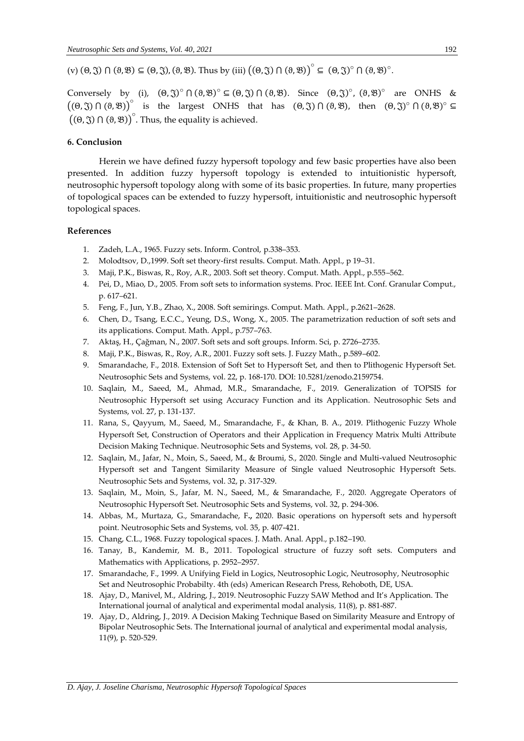(v) $(\Theta, \mathfrak{J}) \cap (\vartheta, \mathfrak{B}) \subseteq (\Theta, \mathfrak{J}), (\vartheta, \mathfrak{B})$. Thus by (iii) $\left((\Theta, \mathfrak{J}) \cap (\vartheta, \mathfrak{B})\right)^{\circ} \subseteq (\Theta, \mathfrak{J})^{\circ} \cap (\vartheta, \mathfrak{B})^{\circ}$.

Conversely by (i), $(\Theta, \mathfrak{J})^{\circ} \cap (\vartheta, \mathfrak{B})^{\circ} \subseteq (\Theta, \mathfrak{J}) \cap (\vartheta, \mathfrak{B})$. Since $(\Theta, \mathfrak{J})^{\circ}$, $(\vartheta, \mathfrak{B})^{\circ}$ are ONHS & $\left((\Theta, \mathfrak{J}) \cap (\vartheta, \mathfrak{B})\right)^{\circ}$ is the largest ONHS that has $(\Theta, \mathfrak{J}) \cap (\vartheta, \mathfrak{B})$, then $(\Theta, \mathfrak{J})^{\circ} \cap (\vartheta, \mathfrak{B})^{\circ} \subseteq \left((\Theta, \mathfrak{J}) \cap (\vartheta, \mathfrak{B})\right)^{\circ}$. Thus, the equality is achieved.

## 6. Conclusion

Herein we have defined fuzzy hypersoft topology and few basic properties have also been presented. In addition fuzzy hypersoft topology is extended to intuitionistic hypersoft, neutrosophic hypersoft topology along with some of its basic properties. In future, many properties of topological spaces can be extended to fuzzy hypersoft, intuitionistic and neutrosophic hypersoft topological spaces.

## References

1. Zadeh, L.A., 1965. Fuzzy sets. Inform. Control, p.338–353.
2. Molodtsov, D.,1999. Soft set theory-first results. Comput. Math. Appl., p 19–31.
3. Maji, P.K., Biswas, R., Roy, A.R., 2003. Soft set theory. Comput. Math. Appl., p.555–562.
4. Pei, D., Miao, D., 2005. From soft sets to information systems. Proc. IEEE Int. Conf. Granular Comput., p. 617–621.
5. Feng, F., Jun, Y.B., Zhao, X., 2008. Soft semirings. Comput. Math. Appl., p.2621–2628.
6. Chen, D., Tsang, E.C.C., Yeung, D.S., Wong, X., 2005. The parametrization reduction of soft sets and its applications. Comput. Math. Appl., p.757–763.
7. Aktaş, H., Çağman, N., 2007. Soft sets and soft groups. Inform. Sci, p. 2726–2735.
8. Maji, P.K., Biswas, R., Roy, A.R., 2001. Fuzzy soft sets. J. Fuzzy Math., p.589–602.
9. Smarandache, F., 2018. Extension of Soft Set to Hypersoft Set, and then to Plithogenic Hypersoft Set. Neutrosophic Sets and Systems, vol. 22, p. 168-170. DOI: 10.5281/zenodo.2159754.
10. Saqlain, M., Saeed, M., Ahmad, M.R., Smarandache, F., 2019. Generalization of TOPSIS for Neutrosophic Hypersoft set using Accuracy Function and its Application. Neutrosophic Sets and Systems, vol. 27, p. 131-137.
11. Rana, S., Qayyum, M., Saeed, M., Smarandache, F., & Khan, B. A., 2019. Plithogenic Fuzzy Whole Hypersoft Set, Construction of Operators and their Application in Frequency Matrix Multi Attribute Decision Making Technique. Neutrosophic Sets and Systems, vol. 28, p. 34-50.
12. Saqlain, M., Jafar, N., Moin, S., Saeed, M., & Broumi, S., 2020. Single and Multi-valued Neutrosophic Hypersoft set and Tangent Similarity Measure of Single valued Neutrosophic Hypersoft Sets. Neutrosophic Sets and Systems, vol. 32, p. 317-329.
13. Saqlain, M., Moin, S., Jafar, M. N., Saeed, M., & Smarandache, F., 2020. Aggregate Operators of Neutrosophic Hypersoft Set. Neutrosophic Sets and Systems, vol. 32, p. 294-306.
14. Abbas, M., Murtaza, G., Smarandache, F**.,** 2020. Basic operations on hypersoft sets and hypersoft point. Neutrosophic Sets and Systems, vol. 35, p. 407-421.
15. Chang, C.L., 1968. Fuzzy topological spaces. J. Math. Anal. Appl., p.182–190.
16. Tanay, B., Kandemir, M. B., 2011. Topological structure of fuzzy soft sets. Computers and Mathematics with Applications, p. 2952–2957.
17. Smarandache, F., 1999. A Unifying Field in Logics, Neutrosophic Logic, Neutrosophy, Neutrosophic Set and Neutrosophic Probabilty. 4th (eds) American Research Press, Rehoboth, DE, USA.
18. Ajay, D., Manivel, M., Aldring, J., 2019. Neutrosophic Fuzzy SAW Method and It's Application. The International journal of analytical and experimental modal analysis, 11(8), p. 881-887.
19. Ajay, D., Aldring, J., 2019. A Decision Making Technique Based on Similarity Measure and Entropy of Bipolar Neutrosophic Sets. The International journal of analytical and experimental modal analysis, 11(9), p. 520-529.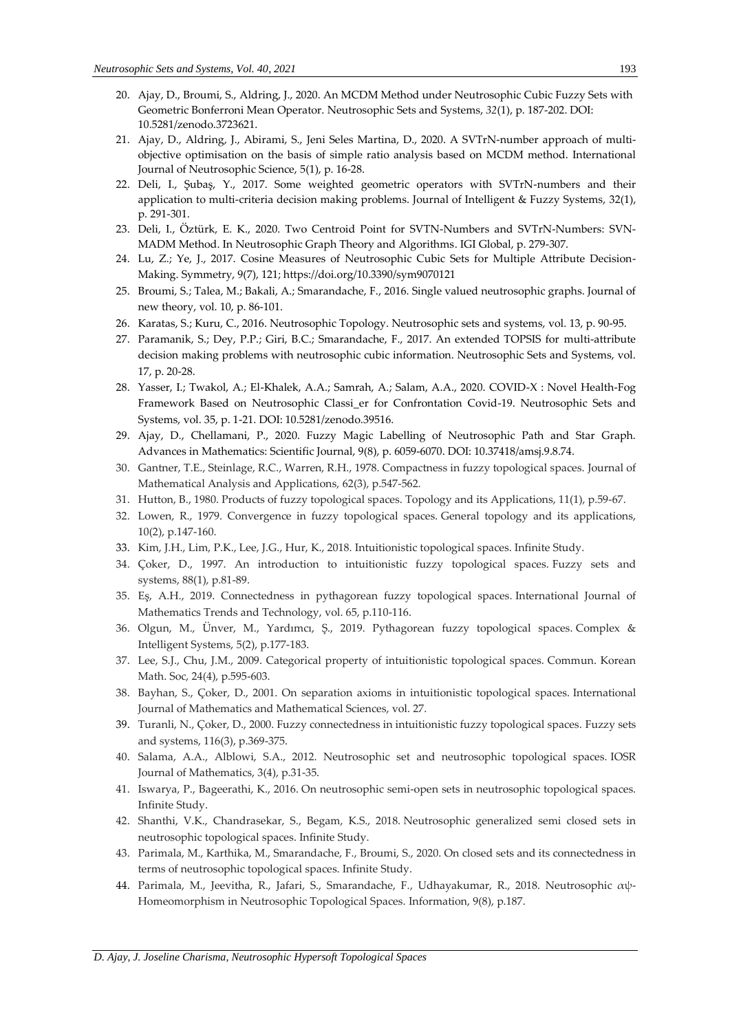20. Ajay, D., Broumi, S., Aldring, J., 2020. An MCDM Method under Neutrosophic Cubic Fuzzy Sets with Geometric Bonferroni Mean Operator. Neutrosophic Sets and Systems, *32*(1), p. 187-202. DOI: 10.5281/zenodo.3723621.
21. Ajay, D., Aldring, J., Abirami, S., Jeni Seles Martina, D., 2020. A SVTrN-number approach of multi-objective optimisation on the basis of simple ratio analysis based on MCDM method. International Journal of Neutrosophic Science, 5(1), p. 16-28.
22. Deli, I., Şubaş, Y., 2017. Some weighted geometric operators with SVTrN-numbers and their application to multi-criteria decision making problems. Journal of Intelligent & Fuzzy Systems, 32(1), p. 291-301.
23. Deli, I., Öztürk, E. K., 2020. Two Centroid Point for SVTN-Numbers and SVTrN-Numbers: SVN-MADM Method. In Neutrosophic Graph Theory and Algorithms. IGI Global, p. 279-307.
24. Lu, Z.; Ye, J., 2017. Cosine Measures of Neutrosophic Cubic Sets for Multiple Attribute Decision-Making. Symmetry, 9(7), 121; https://doi.org/10.3390/sym9070121
25. Broumi, S.; Talea, M.; Bakali, A.; Smarandache, F., 2016. Single valued neutrosophic graphs. Journal of new theory, vol. 10, p. 86-101.
26. Karatas, S.; Kuru, C., 2016. Neutrosophic Topology. Neutrosophic sets and systems, vol. 13, p. 90-95.
27. Paramanik, S.; Dey, P.P.; Giri, B.C.; Smarandache, F., 2017. An extended TOPSIS for multi-attribute decision making problems with neutrosophic cubic information. Neutrosophic Sets and Systems, vol. 17, p. 20-28.
28. Yasser, I.; Twakol, A.; El-Khalek, A.A.; Samrah, A.; Salam, A.A., 2020. COVID-X : Novel Health-Fog Framework Based on Neutrosophic Classi_er for Confrontation Covid-19. Neutrosophic Sets and Systems, vol. 35, p. 1-21. DOI: 10.5281/zenodo.39516.
29. Ajay, D., Chellamani, P., 2020. Fuzzy Magic Labelling of Neutrosophic Path and Star Graph. Advances in Mathematics: Scientific Journal, 9(8), p. 6059-6070. DOI: 10.37418/amsj.9.8.74.
30. Gantner, T.E., Steinlage, R.C., Warren, R.H., 1978. Compactness in fuzzy topological spaces. Journal of Mathematical Analysis and Applications, 62(3), p.547-562.
31. Hutton, B., 1980. Products of fuzzy topological spaces. Topology and its Applications, 11(1), p.59-67.
32. Lowen, R., 1979. Convergence in fuzzy topological spaces. General topology and its applications, 10(2), p.147-160.
33. Kim, J.H., Lim, P.K., Lee, J.G., Hur, K., 2018. Intuitionistic topological spaces. Infinite Study.
34. Çoker, D., 1997. An introduction to intuitionistic fuzzy topological spaces. Fuzzy sets and systems, 88(1), p.81-89.
35. Eş, A.H., 2019. Connectedness in pythagorean fuzzy topological spaces. International Journal of Mathematics Trends and Technology, vol. 65, p.110-116.
36. Olgun, M., Ünver, M., Yardımcı, Ş., 2019. Pythagorean fuzzy topological spaces. Complex & Intelligent Systems, 5(2), p.177-183.
37. Lee, S.J., Chu, J.M., 2009. Categorical property of intuitionistic topological spaces. Commun. Korean Math. Soc, 24(4), p.595-603.
38. Bayhan, S., Çoker, D., 2001. On separation axioms in intuitionistic topological spaces. International Journal of Mathematics and Mathematical Sciences, vol. 27.
39. Turanli, N., Çoker, D., 2000. Fuzzy connectedness in intuitionistic fuzzy topological spaces. Fuzzy sets and systems, 116(3), p.369-375.
40. Salama, A.A., Alblowi, S.A., 2012. Neutrosophic set and neutrosophic topological spaces. IOSR Journal of Mathematics, 3(4), p.31-35.
41. Iswarya, P., Bageerathi, K., 2016. On neutrosophic semi-open sets in neutrosophic topological spaces. Infinite Study.
42. Shanthi, V.K., Chandrasekar, S., Begam, K.S., 2018. Neutrosophic generalized semi closed sets in neutrosophic topological spaces. Infinite Study.
43. Parimala, M., Karthika, M., Smarandache, F., Broumi, S., 2020. On closed sets and its connectedness in terms of neutrosophic topological spaces. Infinite Study.
44. Parimala, M., Jeevitha, R., Jafari, S., Smarandache, F., Udhayakumar, R., 2018. Neutrosophic $\alpha\psi$-Homeomorphism in Neutrosophic Topological Spaces. Information, 9(8), p.187.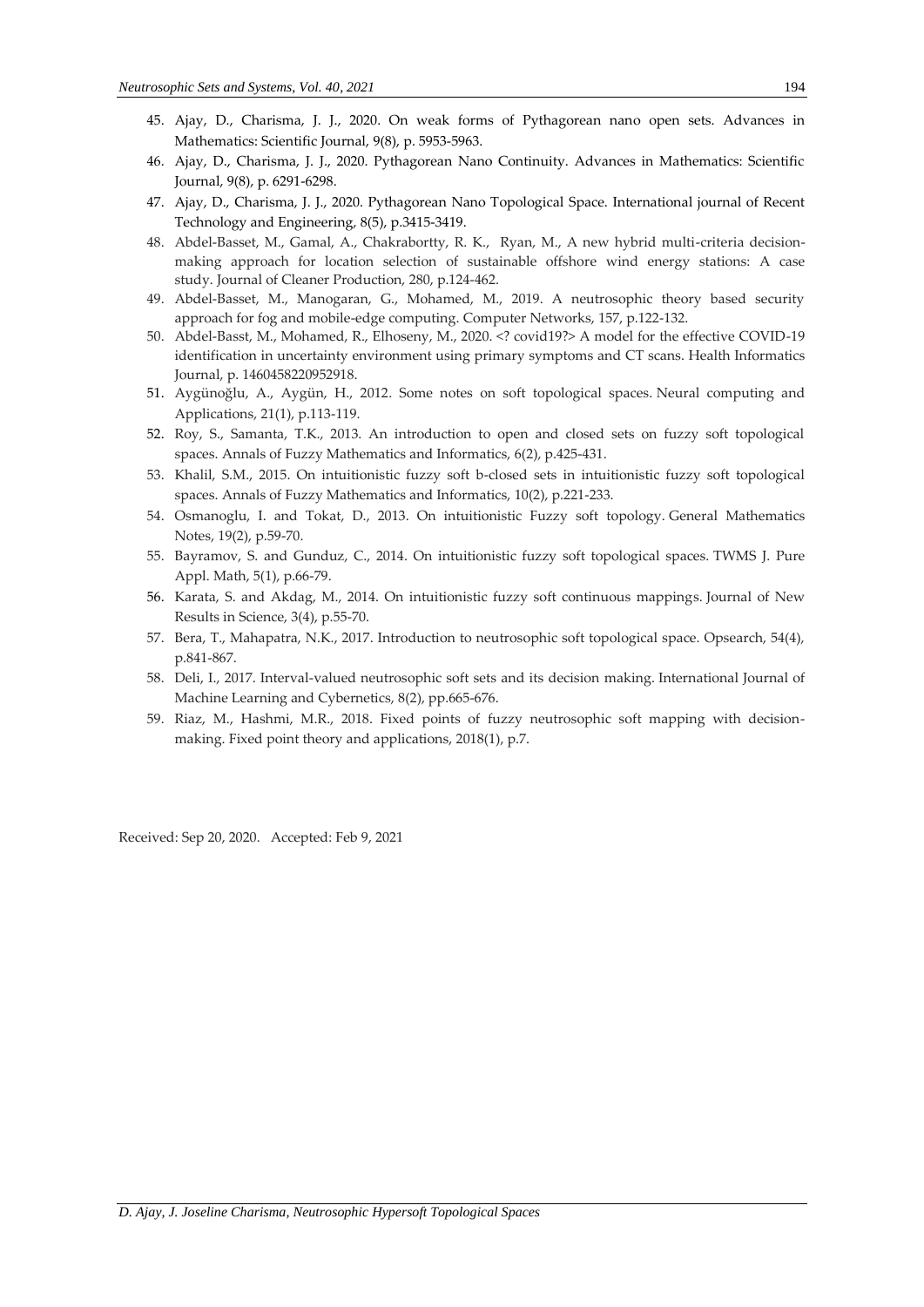45. Ajay, D., Charisma, J. J., 2020. On weak forms of Pythagorean nano open sets. Advances in Mathematics: Scientific Journal, 9(8), p. 5953-5963.
46. Ajay, D., Charisma, J. J., 2020. Pythagorean Nano Continuity. Advances in Mathematics: Scientific Journal, 9(8), p. 6291-6298.
47. Ajay, D., Charisma, J. J., 2020. Pythagorean Nano Topological Space. International journal of Recent Technology and Engineering, 8(5), p.3415-3419.
48. Abdel-Basset, M., Gamal, A., Chakrabortty, R. K., Ryan, M., A new hybrid multi-criteria decision-making approach for location selection of sustainable offshore wind energy stations: A case study. Journal of Cleaner Production, 280, p.124-462.
49. Abdel-Basset, M., Manogaran, G., Mohamed, M., 2019. A neutrosophic theory based security approach for fog and mobile-edge computing. Computer Networks, 157, p.122-132.
50. Abdel-Basst, M., Mohamed, R., Elhoseny, M., 2020. <? covid19?> A model for the effective COVID-19 identification in uncertainty environment using primary symptoms and CT scans. Health Informatics Journal, p. 1460458220952918.
51. Aygünoğlu, A., Aygün, H., 2012. Some notes on soft topological spaces. Neural computing and Applications, 21(1), p.113-119.
52. Roy, S., Samanta, T.K., 2013. An introduction to open and closed sets on fuzzy soft topological spaces. Annals of Fuzzy Mathematics and Informatics, 6(2), p.425-431.
53. Khalil, S.M., 2015. On intuitionistic fuzzy soft b-closed sets in intuitionistic fuzzy soft topological spaces. Annals of Fuzzy Mathematics and Informatics, 10(2), p.221-233.
54. Osmanoglu, I. and Tokat, D., 2013. On intuitionistic Fuzzy soft topology. General Mathematics Notes, 19(2), p.59-70.
55. Bayramov, S. and Gunduz, C., 2014. On intuitionistic fuzzy soft topological spaces. TWMS J. Pure Appl. Math, 5(1), p.66-79.
56. Karata, S. and Akdag, M., 2014. On intuitionistic fuzzy soft continuous mappings. Journal of New Results in Science, 3(4), p.55-70.
57. Bera, T., Mahapatra, N.K., 2017. Introduction to neutrosophic soft topological space. Opsearch, 54(4), p.841-867.
58. Deli, I., 2017. Interval-valued neutrosophic soft sets and its decision making. International Journal of Machine Learning and Cybernetics, 8(2), pp.665-676.
59. Riaz, M., Hashmi, M.R., 2018. Fixed points of fuzzy neutrosophic soft mapping with decision-making. Fixed point theory and applications, 2018(1), p.7.

Received: Sep 20, 2020. Accepted: Feb 9, 2021